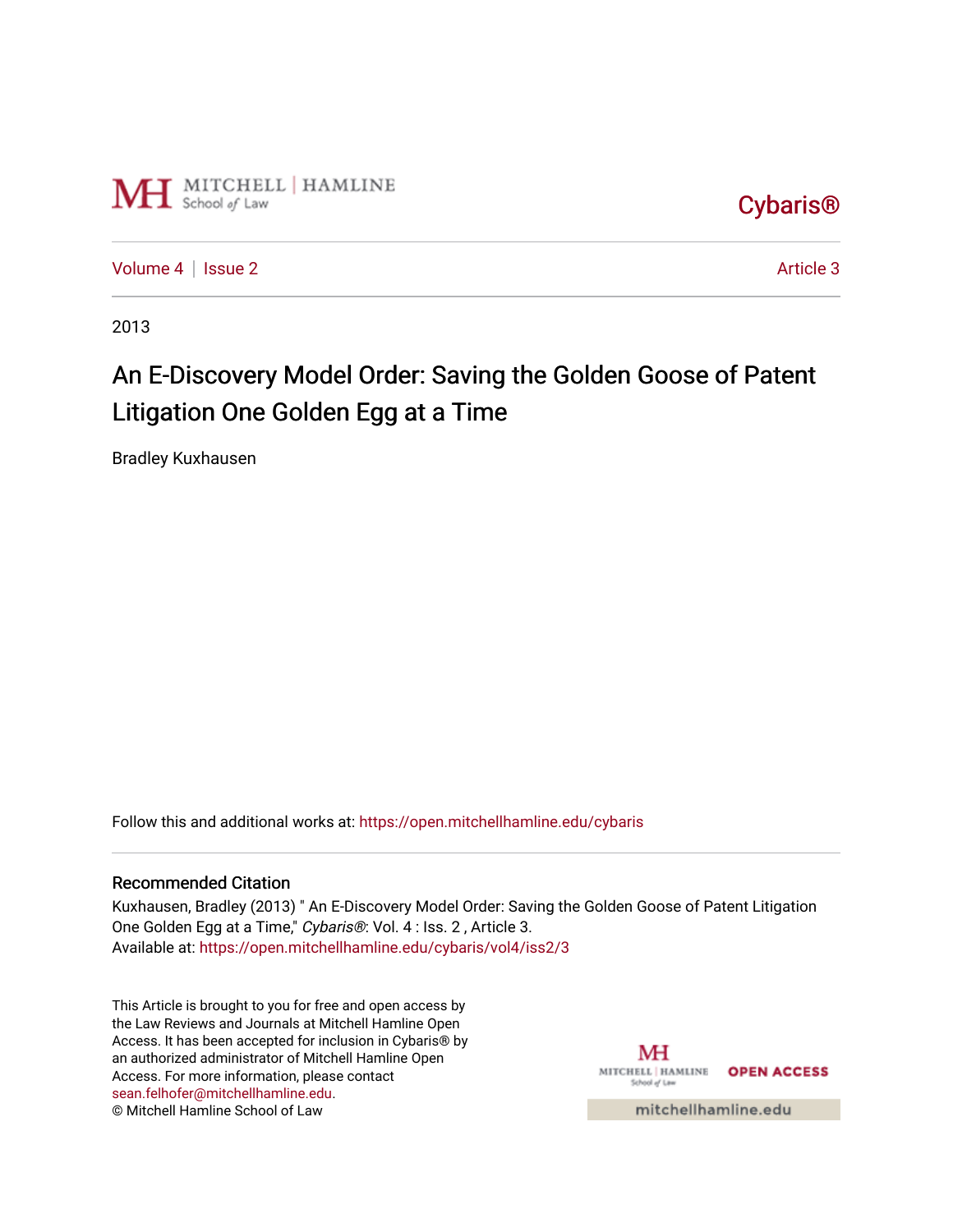Cybaris®

Volume 4 | Issue 2 Article 3

2013

# An E-Discovery Model Order: Saving the Golden Goose of Patent Litigation One Golden Egg at a Time

Bradley Kuxhausen

Follow this and additional works at: https://open.mitchellhamline.edu/cybaris

## Recommended Citation

Kuxhausen, Bradley (2013) " An E-Discovery Model Order: Saving the Golden Goose of Patent Litigation One Golden Egg at a Time," *Cybaris®*: Vol. 4 : Iss. 2 , Article 3.
Available at: https://open.mitchellhamline.edu/cybaris/vol4/iss2/3

This Article is brought to you for free and open access by the Law Reviews and Journals at Mitchell Hamline Open Access. It has been accepted for inclusion in Cybaris® by an authorized administrator of Mitchell Hamline Open Access. For more information, please contact sean.felhofer@mitchellhamline.edu.
© Mitchell Hamline School of Law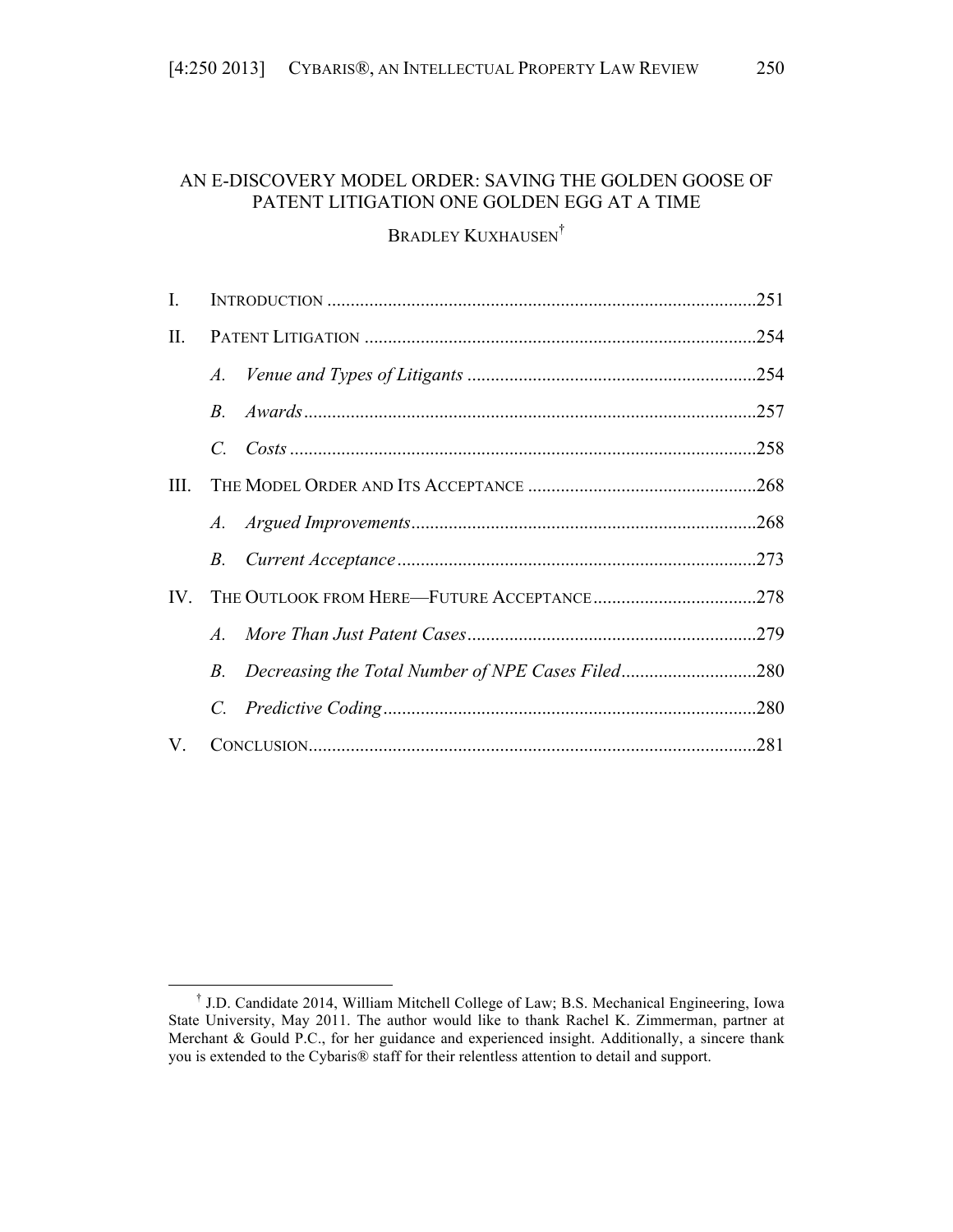# AN E-DISCOVERY MODEL ORDER: SAVING THE GOLDEN GOOSE OF PATENT LITIGATION ONE GOLDEN EGG AT A TIME

BRADLEY KUXHAUSEN[†]

I. INTRODUCTION ....................................................................................251

II. PATENT LITIGATION ............................................................................254

   A. *Venue and Types of Litigants* ..........................................................254

   B. *Awards*.............................................................................................257

   C. *Costs* ................................................................................................258

III. THE MODEL ORDER AND ITS ACCEPTANCE .......................................268

   A. *Argued Improvements*......................................................................268

   B. *Current Acceptance* .........................................................................273

IV. THE OUTLOOK FROM HERE—FUTURE ACCEPTANCE ...........................278

   A. *More Than Just Patent Cases*...........................................................279

   B. *Decreasing the Total Number of NPE Cases Filed*...........................280

   C. *Predictive Coding*............................................................................280

V. CONCLUSION.......................................................................................281

---

[†] J.D. Candidate 2014, William Mitchell College of Law; B.S. Mechanical Engineering, Iowa State University, May 2011. The author would like to thank Rachel K. Zimmerman, partner at Merchant & Gould P.C., for her guidance and experienced insight. Additionally, a sincere thank you is extended to the Cybaris® staff for their relentless attention to detail and support.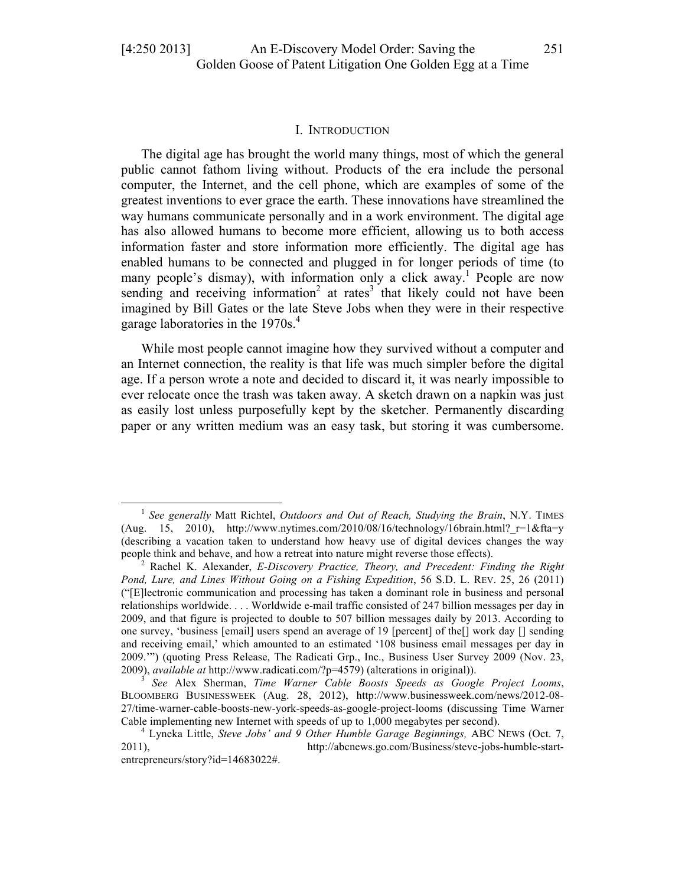## I. INTRODUCTION

The digital age has brought the world many things, most of which the general public cannot fathom living without. Products of the era include the personal computer, the Internet, and the cell phone, which are examples of some of the greatest inventions to ever grace the earth. These innovations have streamlined the way humans communicate personally and in a work environment. The digital age has also allowed humans to become more efficient, allowing us to both access information faster and store information more efficiently. The digital age has enabled humans to be connected and plugged in for longer periods of time (to many people's dismay), with information only a click away.[1] People are now sending and receiving information[2] at rates[3] that likely could not have been imagined by Bill Gates or the late Steve Jobs when they were in their respective garage laboratories in the 1970s.[4]

While most people cannot imagine how they survived without a computer and an Internet connection, the reality is that life was much simpler before the digital age. If a person wrote a note and decided to discard it, it was nearly impossible to ever relocate once the trash was taken away. A sketch drawn on a napkin was just as easily lost unless purposefully kept by the sketcher. Permanently discarding paper or any written medium was an easy task, but storing it was cumbersome.

---

[1] *See generally* Matt Richtel, *Outdoors and Out of Reach, Studying the Brain*, N.Y. TIMES (Aug. 15, 2010), http://www.nytimes.com/2010/08/16/technology/16brain.html?_r=1&fta=y (describing a vacation taken to understand how heavy use of digital devices changes the way people think and behave, and how a retreat into nature might reverse those effects).

[2] Rachel K. Alexander, *E-Discovery Practice, Theory, and Precedent: Finding the Right Pond, Lure, and Lines Without Going on a Fishing Expedition*, 56 S.D. L. REV. 25, 26 (2011) ("[E]lectronic communication and processing has taken a dominant role in business and personal relationships worldwide. . . . Worldwide e-mail traffic consisted of 247 billion messages per day in 2009, and that figure is projected to double to 507 billion messages daily by 2013. According to one survey, 'business [email] users spend an average of 19 [percent] of the[] work day [] sending and receiving email,' which amounted to an estimated '108 business email messages per day in 2009.'") (quoting Press Release, The Radicati Grp., Inc., Business User Survey 2009 (Nov. 23, 2009), *available at* http://www.radicati.com/?p=4579) (alterations in original)).

[3] *See* Alex Sherman, *Time Warner Cable Boosts Speeds as Google Project Looms*, BLOOMBERG BUSINESSWEEK (Aug. 28, 2012), http://www.businessweek.com/news/2012-08-27/time-warner-cable-boosts-new-york-speeds-as-google-project-looms (discussing Time Warner Cable implementing new Internet with speeds of up to 1,000 megabytes per second).

[4] Lyneka Little, *Steve Jobs' and 9 Other Humble Garage Beginnings,* ABC NEWS (Oct. 7, 2011), http://abcnews.go.com/Business/steve-jobs-humble-start-entrepreneurs/story?id=14683022#.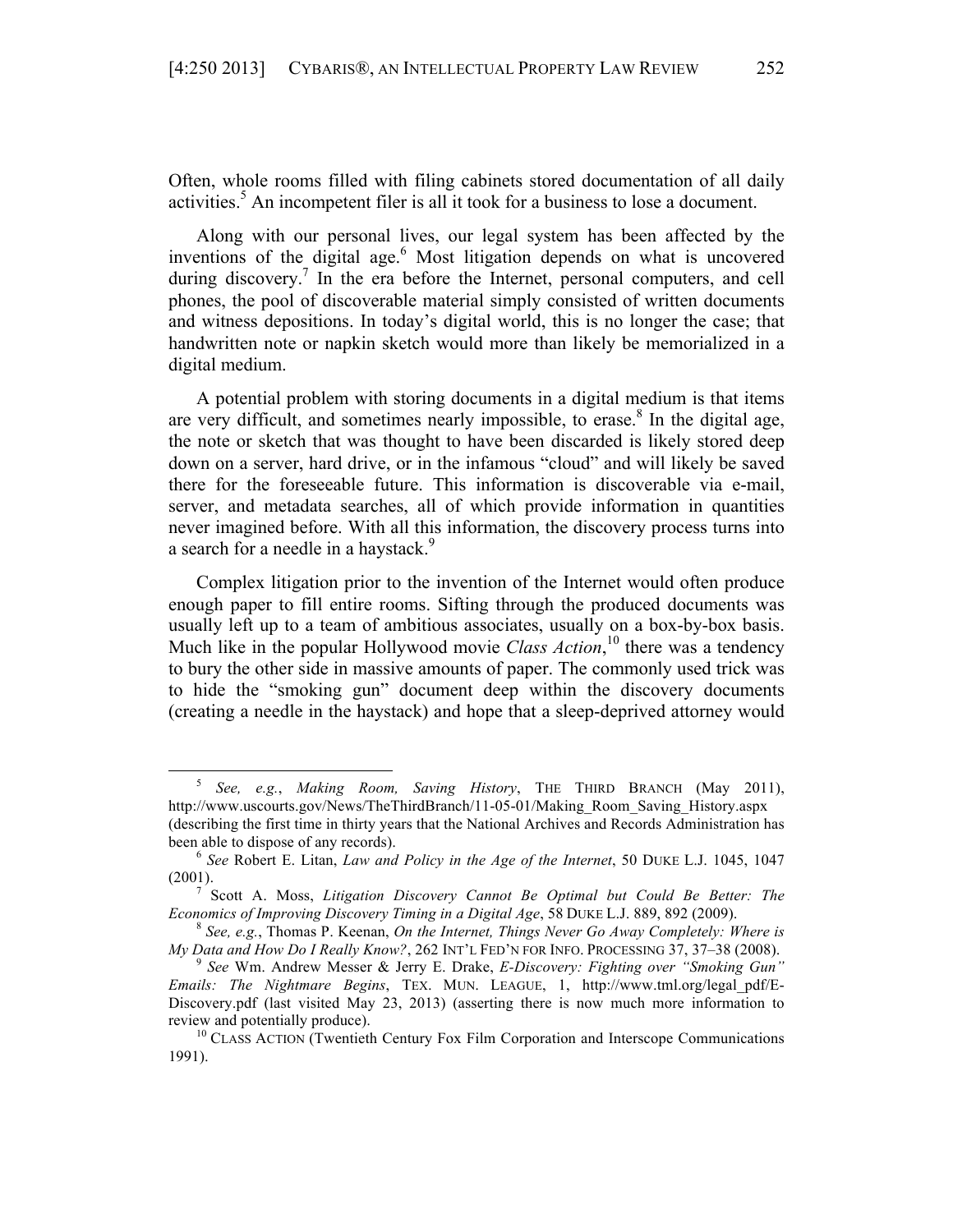Often, whole rooms filled with filing cabinets stored documentation of all daily activities.[5] An incompetent filer is all it took for a business to lose a document.

Along with our personal lives, our legal system has been affected by the inventions of the digital age.[6] Most litigation depends on what is uncovered during discovery.[7] In the era before the Internet, personal computers, and cell phones, the pool of discoverable material simply consisted of written documents and witness depositions. In today's digital world, this is no longer the case; that handwritten note or napkin sketch would more than likely be memorialized in a digital medium.

A potential problem with storing documents in a digital medium is that items are very difficult, and sometimes nearly impossible, to erase.[8] In the digital age, the note or sketch that was thought to have been discarded is likely stored deep down on a server, hard drive, or in the infamous "cloud" and will likely be saved there for the foreseeable future. This information is discoverable via e-mail, server, and metadata searches, all of which provide information in quantities never imagined before. With all this information, the discovery process turns into a search for a needle in a haystack.[9]

Complex litigation prior to the invention of the Internet would often produce enough paper to fill entire rooms. Sifting through the produced documents was usually left up to a team of ambitious associates, usually on a box-by-box basis. Much like in the popular Hollywood movie *Class Action*,[10] there was a tendency to bury the other side in massive amounts of paper. The commonly used trick was to hide the "smoking gun" document deep within the discovery documents (creating a needle in the haystack) and hope that a sleep-deprived attorney would

---

[5] *See, e.g.*, *Making Room, Saving History*, THE THIRD BRANCH (May 2011), http://www.uscourts.gov/News/TheThirdBranch/11-05-01/Making_Room_Saving_History.aspx (describing the first time in thirty years that the National Archives and Records Administration has been able to dispose of any records).

[6] *See* Robert E. Litan, *Law and Policy in the Age of the Internet*, 50 DUKE L.J. 1045, 1047 (2001).

[7] Scott A. Moss, *Litigation Discovery Cannot Be Optimal but Could Be Better: The Economics of Improving Discovery Timing in a Digital Age*, 58 DUKE L.J. 889, 892 (2009).

[8] *See, e.g.*, Thomas P. Keenan, *On the Internet, Things Never Go Away Completely: Where is My Data and How Do I Really Know?*, 262 INT'L FED'N FOR INFO. PROCESSING 37, 37–38 (2008).

[9] *See* Wm. Andrew Messer & Jerry E. Drake, *E-Discovery: Fighting over "Smoking Gun" Emails: The Nightmare Begins*, TEX. MUN. LEAGUE, 1, http://www.tml.org/legal_pdf/E-Discovery.pdf (last visited May 23, 2013) (asserting there is now much more information to review and potentially produce).

[10] CLASS ACTION (Twentieth Century Fox Film Corporation and Interscope Communications 1991).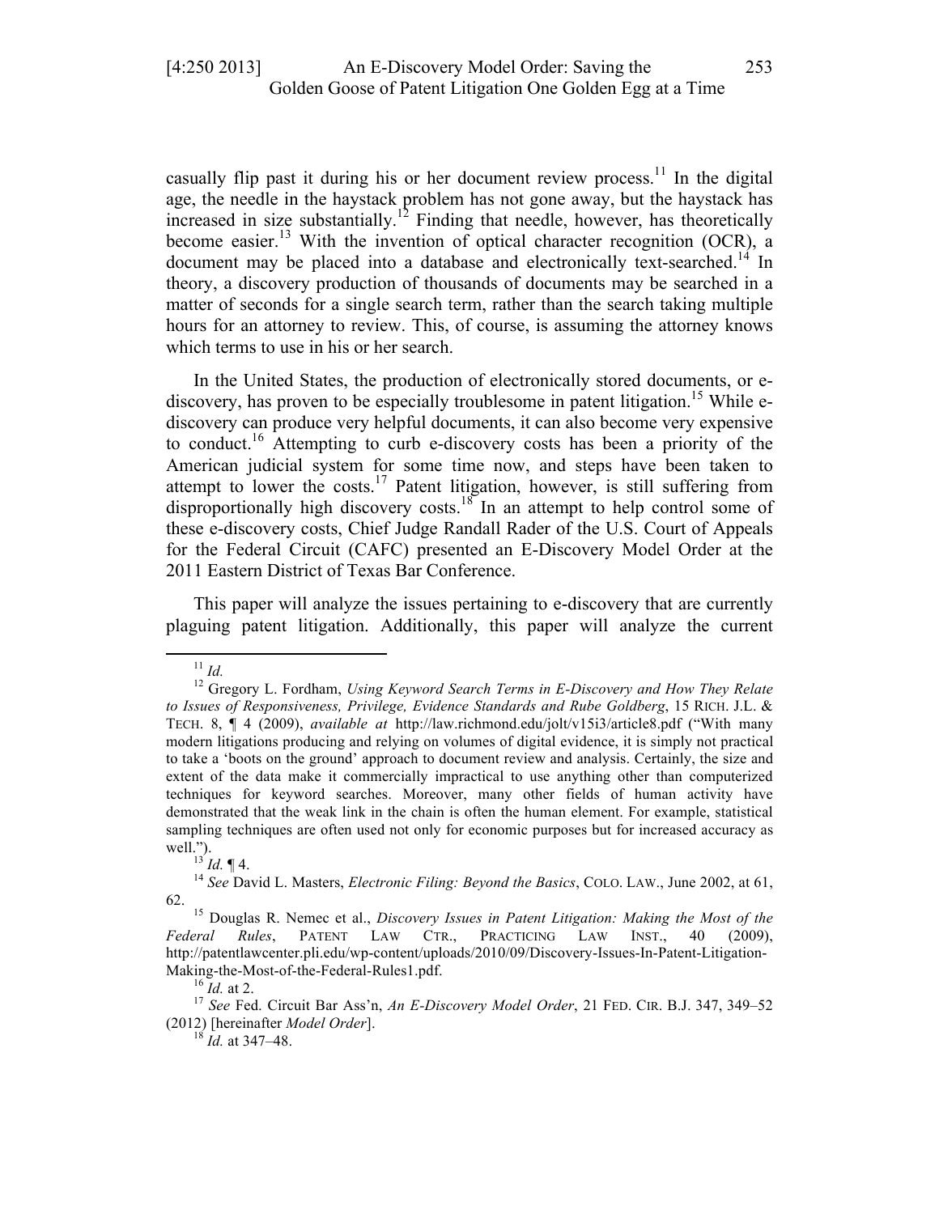casually flip past it during his or her document review process.[11] In the digital age, the needle in the haystack problem has not gone away, but the haystack has increased in size substantially.[12] Finding that needle, however, has theoretically become easier.[13] With the invention of optical character recognition (OCR), a document may be placed into a database and electronically text-searched.[14] In theory, a discovery production of thousands of documents may be searched in a matter of seconds for a single search term, rather than the search taking multiple hours for an attorney to review. This, of course, is assuming the attorney knows which terms to use in his or her search.

In the United States, the production of electronically stored documents, or e-discovery, has proven to be especially troublesome in patent litigation.[15] While e-discovery can produce very helpful documents, it can also become very expensive to conduct.[16] Attempting to curb e-discovery costs has been a priority of the American judicial system for some time now, and steps have been taken to attempt to lower the costs.[17] Patent litigation, however, is still suffering from disproportionally high discovery costs.[18] In an attempt to help control some of these e-discovery costs, Chief Judge Randall Rader of the U.S. Court of Appeals for the Federal Circuit (CAFC) presented an E-Discovery Model Order at the 2011 Eastern District of Texas Bar Conference.

This paper will analyze the issues pertaining to e-discovery that are currently plaguing patent litigation. Additionally, this paper will analyze the current

---

[11] *Id.*

[12] Gregory L. Fordham, *Using Keyword Search Terms in E-Discovery and How They Relate to Issues of Responsiveness, Privilege, Evidence Standards and Rube Goldberg*, 15 RICH. J.L. & TECH. 8, ¶ 4 (2009), *available at* http://law.richmond.edu/jolt/v15i3/article8.pdf ("With many modern litigations producing and relying on volumes of digital evidence, it is simply not practical to take a 'boots on the ground' approach to document review and analysis. Certainly, the size and extent of the data make it commercially impractical to use anything other than computerized techniques for keyword searches. Moreover, many other fields of human activity have demonstrated that the weak link in the chain is often the human element. For example, statistical sampling techniques are often used not only for economic purposes but for increased accuracy as well.").

[13] *Id.* ¶ 4.

[14] *See* David L. Masters, *Electronic Filing: Beyond the Basics*, COLO. LAW., June 2002, at 61, 62.

[15] Douglas R. Nemec et al., *Discovery Issues in Patent Litigation: Making the Most of the Federal Rules*, PATENT LAW CTR., PRACTICING LAW INST., 40 (2009), http://patentlawcenter.pli.edu/wp-content/uploads/2010/09/Discovery-Issues-In-Patent-Litigation-Making-the-Most-of-the-Federal-Rules1.pdf.

[16] *Id.* at 2.

[17] *See* Fed. Circuit Bar Ass'n, *An E-Discovery Model Order*, 21 FED. CIR. B.J. 347, 349–52 (2012) [hereinafter *Model Order*].

[18] *Id.* at 347–48.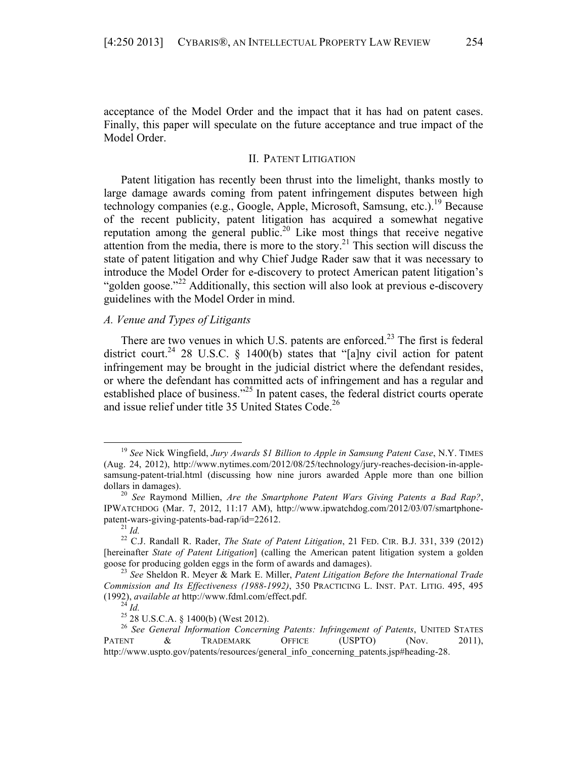acceptance of the Model Order and the impact that it has had on patent cases. Finally, this paper will speculate on the future acceptance and true impact of the Model Order.

## II. Patent Litigation

Patent litigation has recently been thrust into the limelight, thanks mostly to large damage awards coming from patent infringement disputes between high technology companies (e.g., Google, Apple, Microsoft, Samsung, etc.).[19] Because of the recent publicity, patent litigation has acquired a somewhat negative reputation among the general public.[20] Like most things that receive negative attention from the media, there is more to the story.[21] This section will discuss the state of patent litigation and why Chief Judge Rader saw that it was necessary to introduce the Model Order for e-discovery to protect American patent litigation's "golden goose."[22] Additionally, this section will also look at previous e-discovery guidelines with the Model Order in mind.

### *A. Venue and Types of Litigants*

There are two venues in which U.S. patents are enforced.[23] The first is federal district court.[24] 28 U.S.C. § 1400(b) states that "[a]ny civil action for patent infringement may be brought in the judicial district where the defendant resides, or where the defendant has committed acts of infringement and has a regular and established place of business."[25] In patent cases, the federal district courts operate and issue relief under title 35 United States Code.[26]

---

[19] *See* Nick Wingfield, *Jury Awards $1 Billion to Apple in Samsung Patent Case*, N.Y. TIMES (Aug. 24, 2012), http://www.nytimes.com/2012/08/25/technology/jury-reaches-decision-in-apple-samsung-patent-trial.html (discussing how nine jurors awarded Apple more than one billion dollars in damages).

[20] *See* Raymond Millien, *Are the Smartphone Patent Wars Giving Patents a Bad Rap?*, IPWATCHDOG (Mar. 7, 2012, 11:17 AM), http://www.ipwatchdog.com/2012/03/07/smartphone-patent-wars-giving-patents-bad-rap/id=22612.

[21] *Id.*

[22] C.J. Randall R. Rader, *The State of Patent Litigation*, 21 FED. CIR. B.J. 331, 339 (2012) [hereinafter *State of Patent Litigation*] (calling the American patent litigation system a golden goose for producing golden eggs in the form of awards and damages).

[23] *See* Sheldon R. Meyer & Mark E. Miller, *Patent Litigation Before the International Trade Commission and Its Effectiveness (1988-1992)*, 350 PRACTICING L. INST. PAT. LITIG. 495, 495 (1992), *available at* http://www.fdml.com/effect.pdf.

[24] *Id.*

[25] 28 U.S.C.A. § 1400(b) (West 2012).

[26] *See General Information Concerning Patents: Infringement of Patents*, UNITED STATES PATENT & TRADEMARK OFFICE (USPTO) (Nov. 2011), http://www.uspto.gov/patents/resources/general_info_concerning_patents.jsp#heading-28.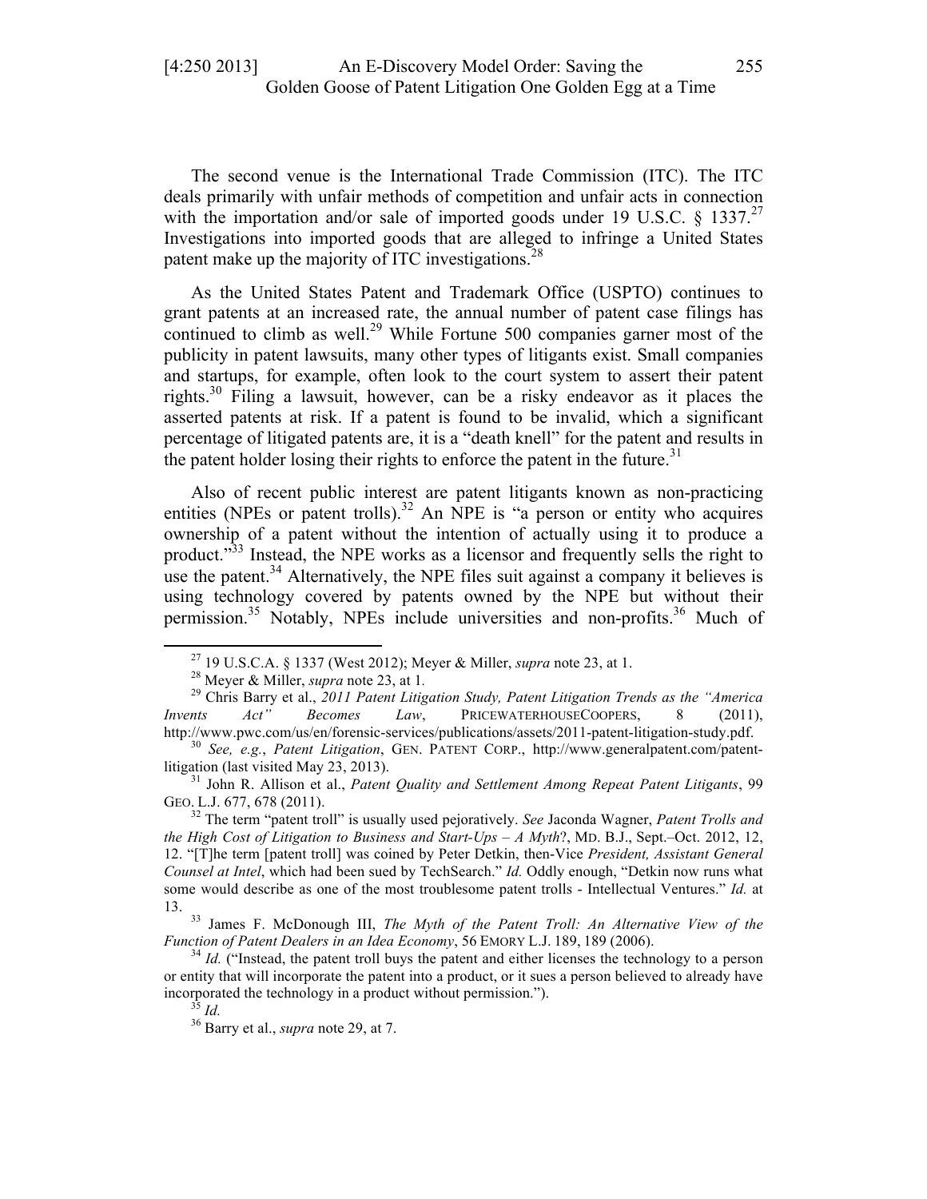The second venue is the International Trade Commission (ITC). The ITC deals primarily with unfair methods of competition and unfair acts in connection with the importation and/or sale of imported goods under 19 U.S.C. § 1337.[27] Investigations into imported goods that are alleged to infringe a United States patent make up the majority of ITC investigations.[28]

As the United States Patent and Trademark Office (USPTO) continues to grant patents at an increased rate, the annual number of patent case filings has continued to climb as well.[29] While Fortune 500 companies garner most of the publicity in patent lawsuits, many other types of litigants exist. Small companies and startups, for example, often look to the court system to assert their patent rights.[30] Filing a lawsuit, however, can be a risky endeavor as it places the asserted patents at risk. If a patent is found to be invalid, which a significant percentage of litigated patents are, it is a "death knell" for the patent and results in the patent holder losing their rights to enforce the patent in the future.[31]

Also of recent public interest are patent litigants known as non-practicing entities (NPEs or patent trolls).[32] An NPE is "a person or entity who acquires ownership of a patent without the intention of actually using it to produce a product."[33] Instead, the NPE works as a licensor and frequently sells the right to use the patent.[34] Alternatively, the NPE files suit against a company it believes is using technology covered by patents owned by the NPE but without their permission.[35] Notably, NPEs include universities and non-profits.[36] Much of

---

[27] 19 U.S.C.A. § 1337 (West 2012); Meyer & Miller, *supra* note 23, at 1.

[28] Meyer & Miller, *supra* note 23, at 1.

[29] Chris Barry et al., *2011 Patent Litigation Study, Patent Litigation Trends as the "America Invents Act" Becomes Law*, PRICEWATERHOUSECOOPERS, 8 (2011), http://www.pwc.com/us/en/forensic-services/publications/assets/2011-patent-litigation-study.pdf.

[30] *See, e.g.*, *Patent Litigation*, GEN. PATENT CORP., http://www.generalpatent.com/patent-litigation (last visited May 23, 2013).

[31] John R. Allison et al., *Patent Quality and Settlement Among Repeat Patent Litigants*, 99 GEO. L.J. 677, 678 (2011).

[32] The term "patent troll" is usually used pejoratively. *See* Jaconda Wagner, *Patent Trolls and the High Cost of Litigation to Business and Start-Ups – A Myth*?, MD. B.J., Sept.–Oct. 2012, 12, 12. "[T]he term [patent troll] was coined by Peter Detkin, then-Vice *President, Assistant General Counsel at Intel*, which had been sued by TechSearch." *Id.* Oddly enough, "Detkin now runs what some would describe as one of the most troublesome patent trolls - Intellectual Ventures." *Id.* at 13.

[33] James F. McDonough III, *The Myth of the Patent Troll: An Alternative View of the Function of Patent Dealers in an Idea Economy*, 56 EMORY L.J. 189, 189 (2006).

[34] *Id.* ("Instead, the patent troll buys the patent and either licenses the technology to a person or entity that will incorporate the patent into a product, or it sues a person believed to already have incorporated the technology in a product without permission.").

[35] *Id.*

[36] Barry et al., *supra* note 29, at 7.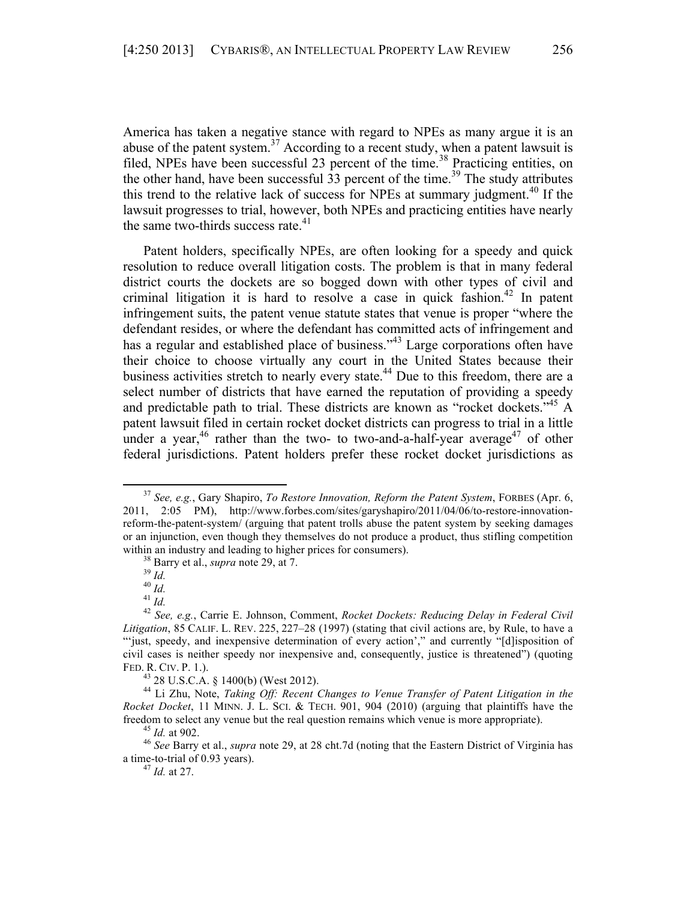America has taken a negative stance with regard to NPEs as many argue it is an abuse of the patent system.[37] According to a recent study, when a patent lawsuit is filed, NPEs have been successful 23 percent of the time.[38] Practicing entities, on the other hand, have been successful 33 percent of the time.[39] The study attributes this trend to the relative lack of success for NPEs at summary judgment.[40] If the lawsuit progresses to trial, however, both NPEs and practicing entities have nearly the same two-thirds success rate.[41]

Patent holders, specifically NPEs, are often looking for a speedy and quick resolution to reduce overall litigation costs. The problem is that in many federal district courts the dockets are so bogged down with other types of civil and criminal litigation it is hard to resolve a case in quick fashion.[42] In patent infringement suits, the patent venue statute states that venue is proper "where the defendant resides, or where the defendant has committed acts of infringement and has a regular and established place of business."[43] Large corporations often have their choice to choose virtually any court in the United States because their business activities stretch to nearly every state.[44] Due to this freedom, there are a select number of districts that have earned the reputation of providing a speedy and predictable path to trial. These districts are known as "rocket dockets."[45] A patent lawsuit filed in certain rocket docket districts can progress to trial in a little under a year,[46] rather than the two- to two-and-a-half-year average[47] of other federal jurisdictions. Patent holders prefer these rocket docket jurisdictions as

---

[37] *See, e.g.*, Gary Shapiro, *To Restore Innovation, Reform the Patent System*, FORBES (Apr. 6, 2011, 2:05 PM), http://www.forbes.com/sites/garyshapiro/2011/04/06/to-restore-innovation-reform-the-patent-system/ (arguing that patent trolls abuse the patent system by seeking damages or an injunction, even though they themselves do not produce a product, thus stifling competition within an industry and leading to higher prices for consumers).

[38] Barry et al., *supra* note 29, at 7.

[39] *Id.*

[40] *Id.*

[41] *Id.*

[42] *See, e.g.*, Carrie E. Johnson, Comment, *Rocket Dockets: Reducing Delay in Federal Civil Litigation*, 85 CALIF. L. REV. 225, 227–28 (1997) (stating that civil actions are, by Rule, to have a "'just, speedy, and inexpensive determination of every action'," and currently "[d]isposition of civil cases is neither speedy nor inexpensive and, consequently, justice is threatened") (quoting FED. R. CIV. P. 1.).

[43] 28 U.S.C.A. § 1400(b) (West 2012).

[44] Li Zhu, Note, *Taking Off: Recent Changes to Venue Transfer of Patent Litigation in the Rocket Docket*, 11 MINN. J. L. SCI. & TECH. 901, 904 (2010) (arguing that plaintiffs have the freedom to select any venue but the real question remains which venue is more appropriate).

[45] *Id.* at 902.

[46] *See* Barry et al., *supra* note 29, at 28 cht.7d (noting that the Eastern District of Virginia has a time-to-trial of 0.93 years).

[47] *Id.* at 27.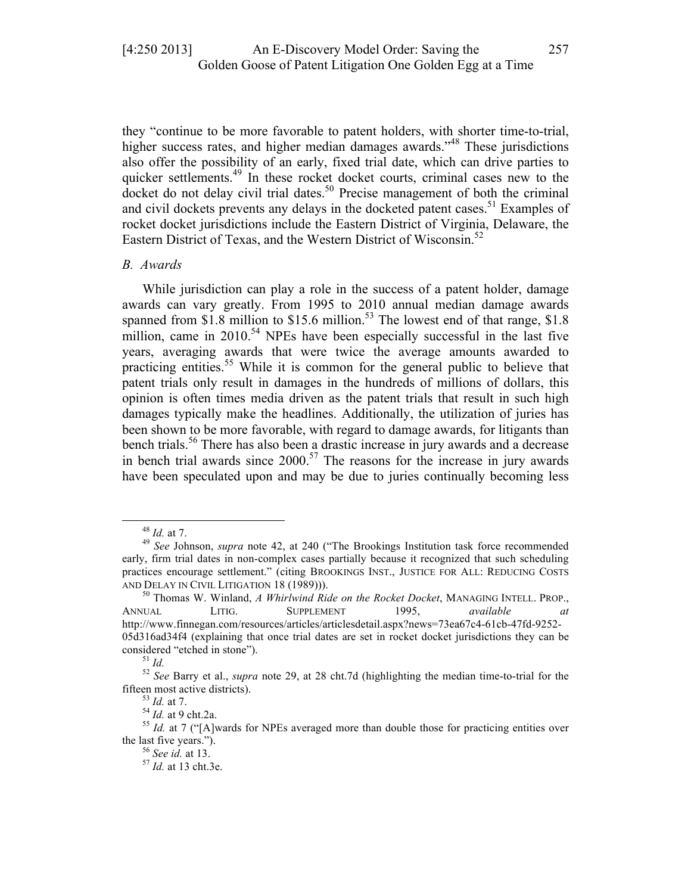they "continue to be more favorable to patent holders, with shorter time-to-trial, higher success rates, and higher median damages awards."[48] These jurisdictions also offer the possibility of an early, fixed trial date, which can drive parties to quicker settlements.[49] In these rocket docket courts, criminal cases new to the docket do not delay civil trial dates.[50] Precise management of both the criminal and civil dockets prevents any delays in the docketed patent cases.[51] Examples of rocket docket jurisdictions include the Eastern District of Virginia, Delaware, the Eastern District of Texas, and the Western District of Wisconsin.[52]

### *B. Awards*

While jurisdiction can play a role in the success of a patent holder, damage awards can vary greatly. From 1995 to 2010 annual median damage awards spanned from $1.8 million to $15.6 million.[53] The lowest end of that range, $1.8 million, came in 2010.[54] NPEs have been especially successful in the last five years, averaging awards that were twice the average amounts awarded to practicing entities.[55] While it is common for the general public to believe that patent trials only result in damages in the hundreds of millions of dollars, this opinion is often times media driven as the patent trials that result in such high damages typically make the headlines. Additionally, the utilization of juries has been shown to be more favorable, with regard to damage awards, for litigants than bench trials.[56] There has also been a drastic increase in jury awards and a decrease in bench trial awards since 2000.[57] The reasons for the increase in jury awards have been speculated upon and may be due to juries continually becoming less

---

[48] *Id.* at 7.

[49] *See* Johnson, *supra* note 42, at 240 ("The Brookings Institution task force recommended early, firm trial dates in non-complex cases partially because it recognized that such scheduling practices encourage settlement." (citing BROOKINGS INST., JUSTICE FOR ALL: REDUCING COSTS AND DELAY IN CIVIL LITIGATION 18 (1989))).

[50] Thomas W. Winland, *A Whirlwind Ride on the Rocket Docket*, MANAGING INTELL. PROP., ANNUAL LITIG. SUPPLEMENT 1995, *available at* http://www.finnegan.com/resources/articles/articlesdetail.aspx?news=73ea67c4-61cb-47fd-9252-05d316ad34f4 (explaining that once trial dates are set in rocket docket jurisdictions they can be considered "etched in stone").

[51] *Id.*

[52] *See* Barry et al., *supra* note 29, at 28 cht.7d (highlighting the median time-to-trial for the fifteen most active districts).

[53] *Id.* at 7.

[54] *Id.* at 9 cht.2a.

[55] *Id.* at 7 ("[A]wards for NPEs averaged more than double those for practicing entities over the last five years.").

[56] *See id.* at 13.

[57] *Id.* at 13 cht.3e.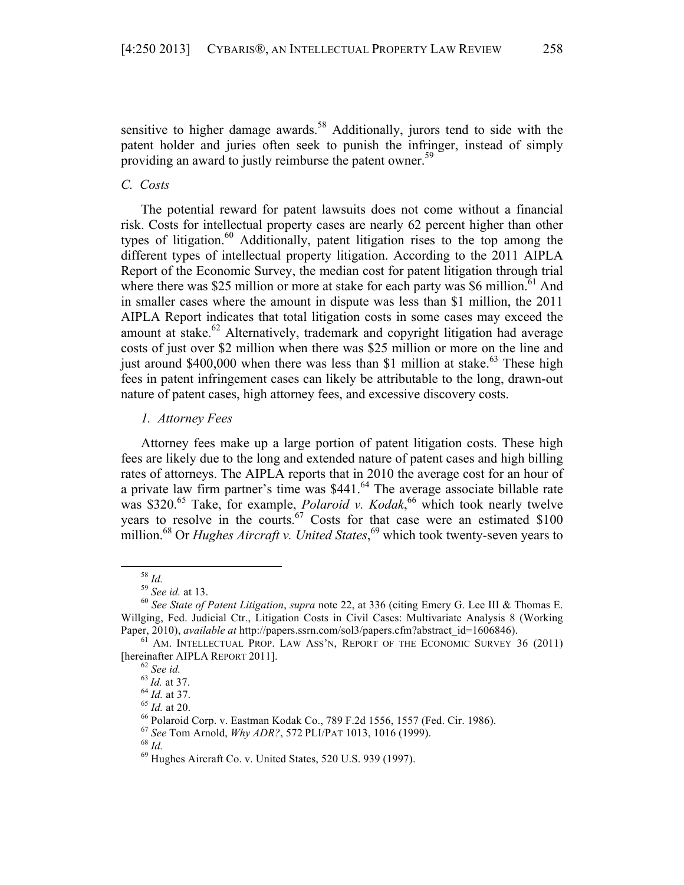sensitive to higher damage awards.[58] Additionally, jurors tend to side with the patent holder and juries often seek to punish the infringer, instead of simply providing an award to justly reimburse the patent owner.[59]

### *C. Costs*

The potential reward for patent lawsuits does not come without a financial risk. Costs for intellectual property cases are nearly 62 percent higher than other types of litigation.[60] Additionally, patent litigation rises to the top among the different types of intellectual property litigation. According to the 2011 AIPLA Report of the Economic Survey, the median cost for patent litigation through trial where there was $25 million or more at stake for each party was $6 million.[61] And in smaller cases where the amount in dispute was less than $1 million, the 2011 AIPLA Report indicates that total litigation costs in some cases may exceed the amount at stake.[62] Alternatively, trademark and copyright litigation had average costs of just over $2 million when there was $25 million or more on the line and just around $400,000 when there was less than $1 million at stake.[63] These high fees in patent infringement cases can likely be attributable to the long, drawn-out nature of patent cases, high attorney fees, and excessive discovery costs.

#### *1. Attorney Fees*

Attorney fees make up a large portion of patent litigation costs. These high fees are likely due to the long and extended nature of patent cases and high billing rates of attorneys. The AIPLA reports that in 2010 the average cost for an hour of a private law firm partner's time was $441.[64] The average associate billable rate was $320.[65] Take, for example, *Polaroid v. Kodak*,[66] which took nearly twelve years to resolve in the courts.[67] Costs for that case were an estimated $100 million.[68] Or *Hughes Aircraft v. United States*,[69] which took twenty-seven years to

---

[58] *Id.*

[59] *See id.* at 13.

[60] *See State of Patent Litigation*, *supra* note 22, at 336 (citing Emery G. Lee III & Thomas E. Willging, Fed. Judicial Ctr., Litigation Costs in Civil Cases: Multivariate Analysis 8 (Working Paper, 2010), *available at* http://papers.ssrn.com/sol3/papers.cfm?abstract_id=1606846).

[61] AM. INTELLECTUAL PROP. LAW ASS'N, REPORT OF THE ECONOMIC SURVEY 36 (2011) [hereinafter AIPLA REPORT 2011].

[62] *See id.*

[63] *Id.* at 37.

[64] *Id.* at 37.

[65] *Id.* at 20.

[66] Polaroid Corp. v. Eastman Kodak Co., 789 F.2d 1556, 1557 (Fed. Cir. 1986).

[67] *See* Tom Arnold, *Why ADR?*, 572 PLI/PAT 1013, 1016 (1999).

[68] *Id.*

[69] Hughes Aircraft Co. v. United States, 520 U.S. 939 (1997).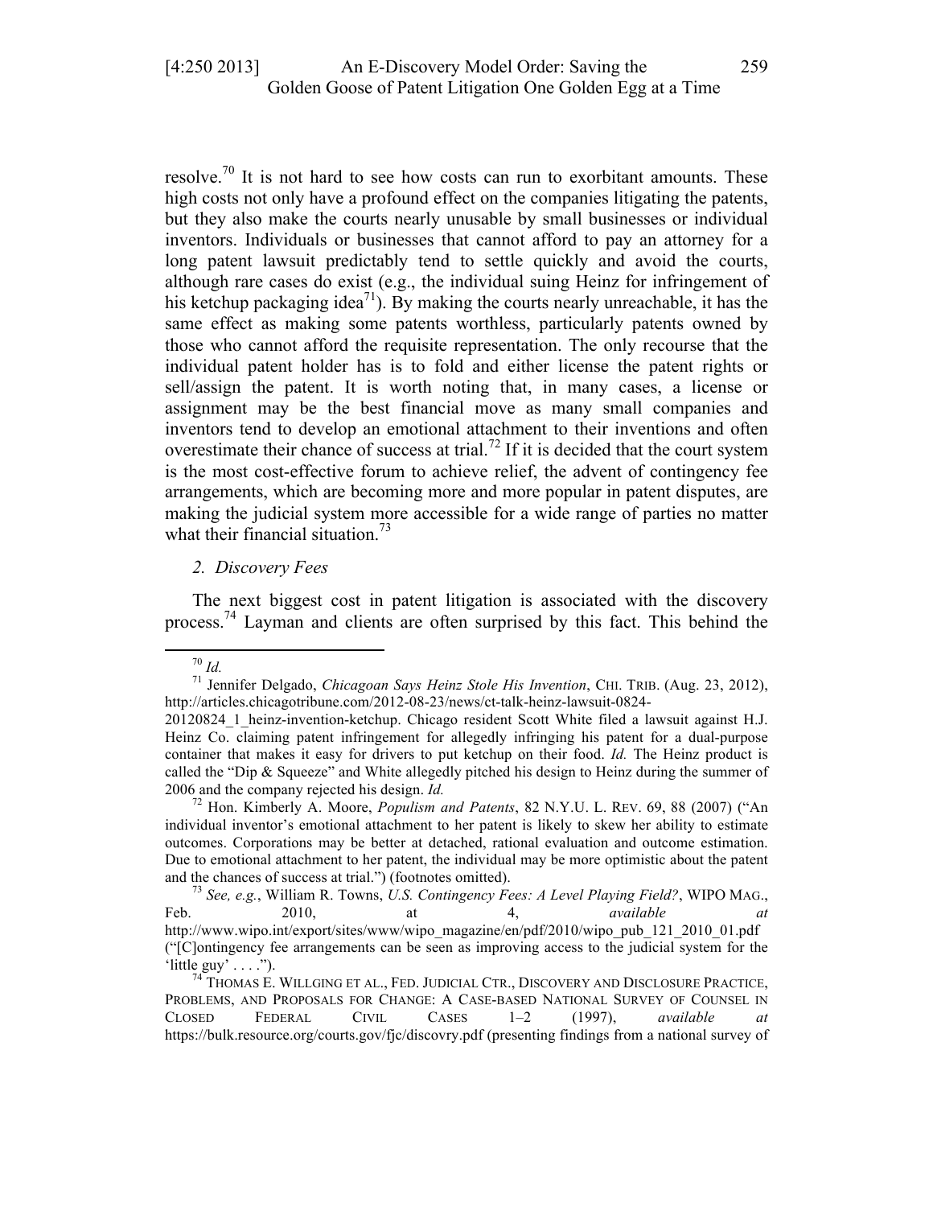resolve.[70] It is not hard to see how costs can run to exorbitant amounts. These high costs not only have a profound effect on the companies litigating the patents, but they also make the courts nearly unusable by small businesses or individual inventors. Individuals or businesses that cannot afford to pay an attorney for a long patent lawsuit predictably tend to settle quickly and avoid the courts, although rare cases do exist (e.g., the individual suing Heinz for infringement of his ketchup packaging idea[71]). By making the courts nearly unreachable, it has the same effect as making some patents worthless, particularly patents owned by those who cannot afford the requisite representation. The only recourse that the individual patent holder has is to fold and either license the patent rights or sell/assign the patent. It is worth noting that, in many cases, a license or assignment may be the best financial move as many small companies and inventors tend to develop an emotional attachment to their inventions and often overestimate their chance of success at trial.[72] If it is decided that the court system is the most cost-effective forum to achieve relief, the advent of contingency fee arrangements, which are becoming more and more popular in patent disputes, are making the judicial system more accessible for a wide range of parties no matter what their financial situation.[73]

*2. Discovery Fees*

The next biggest cost in patent litigation is associated with the discovery process.[74] Layman and clients are often surprised by this fact. This behind the

---

[70] *Id.*

[71] Jennifer Delgado, *Chicagoan Says Heinz Stole His Invention*, CHI. TRIB. (Aug. 23, 2012), http://articles.chicagotribune.com/2012-08-23/news/ct-talk-heinz-lawsuit-0824-20120824_1_heinz-invention-ketchup. Chicago resident Scott White filed a lawsuit against H.J. Heinz Co. claiming patent infringement for allegedly infringing his patent for a dual-purpose container that makes it easy for drivers to put ketchup on their food. *Id.* The Heinz product is called the "Dip & Squeeze" and White allegedly pitched his design to Heinz during the summer of 2006 and the company rejected his design. *Id.*

[72] Hon. Kimberly A. Moore, *Populism and Patents*, 82 N.Y.U. L. REV. 69, 88 (2007) ("An individual inventor's emotional attachment to her patent is likely to skew her ability to estimate outcomes. Corporations may be better at detached, rational evaluation and outcome estimation. Due to emotional attachment to her patent, the individual may be more optimistic about the patent and the chances of success at trial.") (footnotes omitted).

[73] *See, e.g.*, William R. Towns, *U.S. Contingency Fees: A Level Playing Field?*, WIPO MAG., Feb. 2010, at 4, *available at* http://www.wipo.int/export/sites/www/wipo_magazine/en/pdf/2010/wipo_pub_121_2010_01.pdf ("[C]ontingency fee arrangements can be seen as improving access to the judicial system for the 'little guy' . . . .").

[74] THOMAS E. WILLGING ET AL., FED. JUDICIAL CTR., DISCOVERY AND DISCLOSURE PRACTICE, PROBLEMS, AND PROPOSALS FOR CHANGE: A CASE-BASED NATIONAL SURVEY OF COUNSEL IN CLOSED FEDERAL CIVIL CASES 1–2 (1997), *available at* https://bulk.resource.org/courts.gov/fjc/discovry.pdf (presenting findings from a national survey of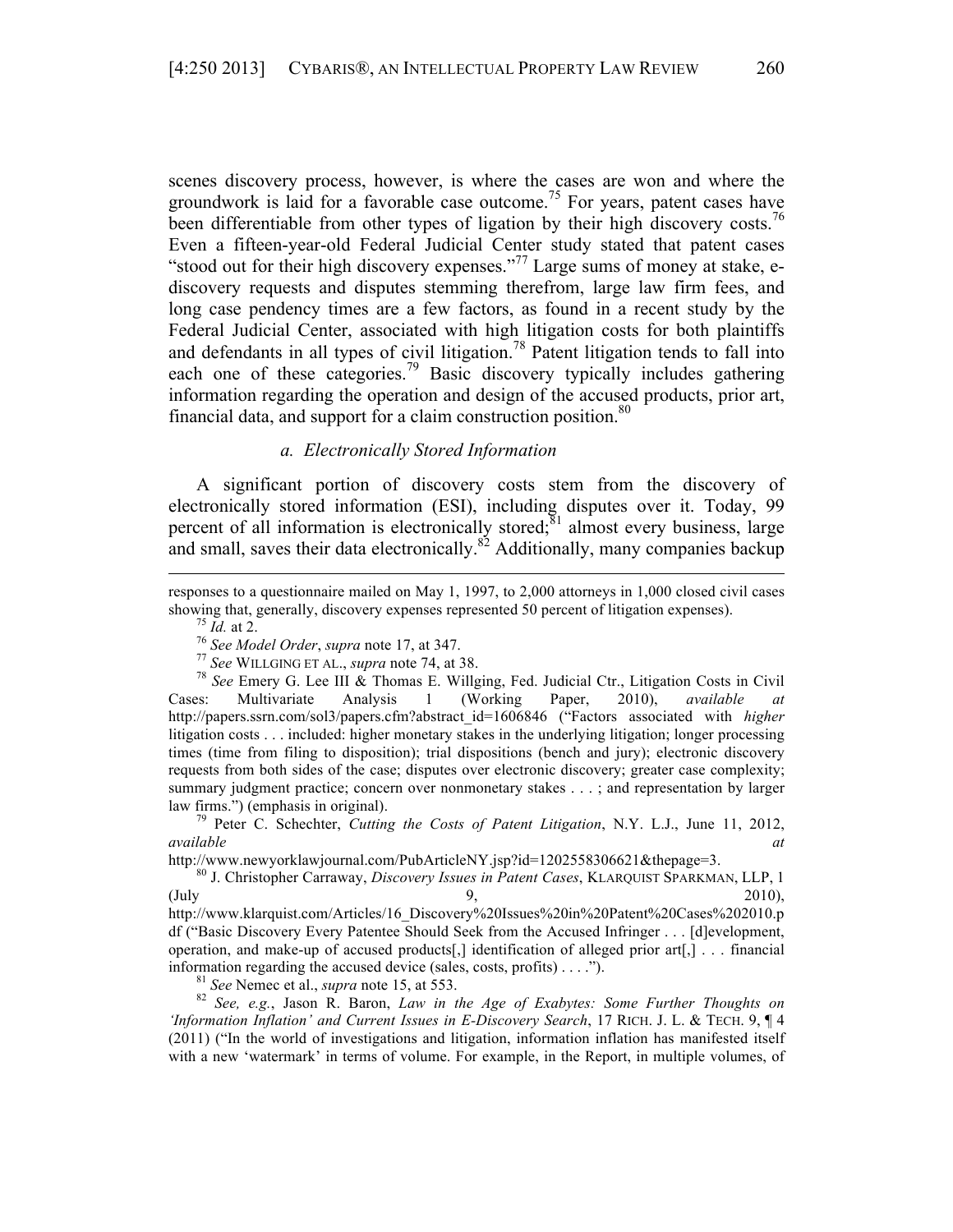scenes discovery process, however, is where the cases are won and where the groundwork is laid for a favorable case outcome.[75] For years, patent cases have been differentiable from other types of ligation by their high discovery costs.[76] Even a fifteen-year-old Federal Judicial Center study stated that patent cases "stood out for their high discovery expenses."[77] Large sums of money at stake, e-discovery requests and disputes stemming therefrom, large law firm fees, and long case pendency times are a few factors, as found in a recent study by the Federal Judicial Center, associated with high litigation costs for both plaintiffs and defendants in all types of civil litigation.[78] Patent litigation tends to fall into each one of these categories.[79] Basic discovery typically includes gathering information regarding the operation and design of the accused products, prior art, financial data, and support for a claim construction position.[80]

### *a. Electronically Stored Information*

A significant portion of discovery costs stem from the discovery of electronically stored information (ESI), including disputes over it. Today, 99 percent of all information is electronically stored;[81] almost every business, large and small, saves their data electronically.[82] Additionally, many companies backup

---

responses to a questionnaire mailed on May 1, 1997, to 2,000 attorneys in 1,000 closed civil cases showing that, generally, discovery expenses represented 50 percent of litigation expenses).

[75] *Id.* at 2.

[76] *See Model Order*, *supra* note 17, at 347.

[77] *See* WILLGING ET AL., *supra* note 74, at 38.

[78] *See* Emery G. Lee III & Thomas E. Willging, Fed. Judicial Ctr., Litigation Costs in Civil Cases: Multivariate Analysis 1 (Working Paper, 2010), *available at* http://papers.ssrn.com/sol3/papers.cfm?abstract_id=1606846 ("Factors associated with *higher* litigation costs . . . included: higher monetary stakes in the underlying litigation; longer processing times (time from filing to disposition); trial dispositions (bench and jury); electronic discovery requests from both sides of the case; disputes over electronic discovery; greater case complexity; summary judgment practice; concern over nonmonetary stakes . . . ; and representation by larger law firms.") (emphasis in original).

[79] Peter C. Schechter, *Cutting the Costs of Patent Litigation*, N.Y. L.J., June 11, 2012, *available at* http://www.newyorklawjournal.com/PubArticleNY.jsp?id=1202558306621&thepage=3.

[80] J. Christopher Carraway, *Discovery Issues in Patent Cases*, KLARQUIST SPARKMAN, LLP, 1 (July 9, 2010), http://www.klarquist.com/Articles/16_Discovery%20Issues%20in%20Patent%20Cases%202010.pdf ("Basic Discovery Every Patentee Should Seek from the Accused Infringer . . . [d]evelopment, operation, and make-up of accused products[,] identification of alleged prior art[,] . . . financial information regarding the accused device (sales, costs, profits) . . . .").

[81] *See* Nemec et al., *supra* note 15, at 553.

[82] *See, e.g.*, Jason R. Baron, *Law in the Age of Exabytes: Some Further Thoughts on 'Information Inflation' and Current Issues in E-Discovery Search*, 17 RICH. J. L. & TECH. 9, ¶ 4 (2011) ("In the world of investigations and litigation, information inflation has manifested itself with a new 'watermark' in terms of volume. For example, in the Report, in multiple volumes, of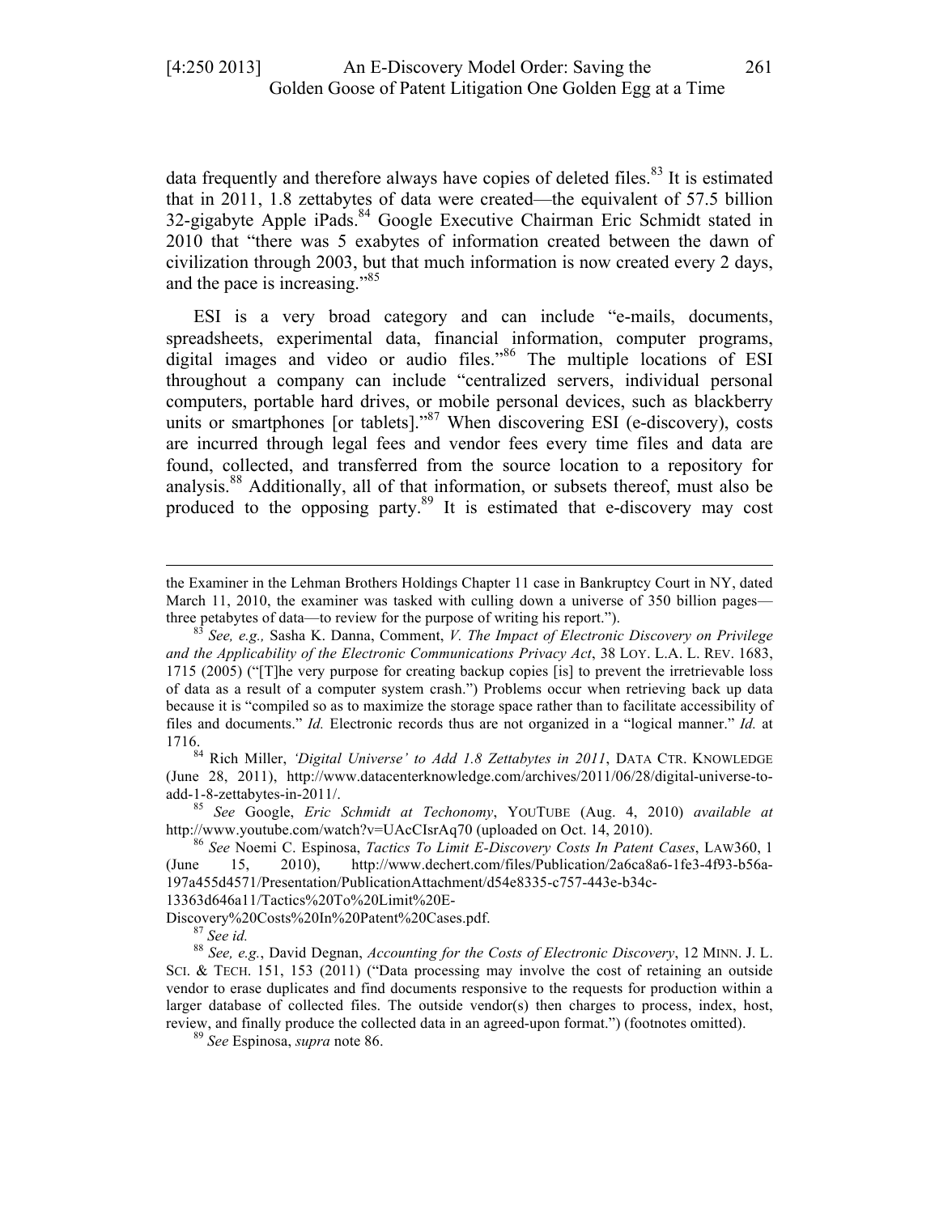data frequently and therefore always have copies of deleted files.[83] It is estimated that in 2011, 1.8 zettabytes of data were created—the equivalent of 57.5 billion 32-gigabyte Apple iPads.[84] Google Executive Chairman Eric Schmidt stated in 2010 that "there was 5 exabytes of information created between the dawn of civilization through 2003, but that much information is now created every 2 days, and the pace is increasing."[85]

ESI is a very broad category and can include "e-mails, documents, spreadsheets, experimental data, financial information, computer programs, digital images and video or audio files."[86] The multiple locations of ESI throughout a company can include "centralized servers, individual personal computers, portable hard drives, or mobile personal devices, such as blackberry units or smartphones [or tablets]."[87] When discovering ESI (e-discovery), costs are incurred through legal fees and vendor fees every time files and data are found, collected, and transferred from the source location to a repository for analysis.[88] Additionally, all of that information, or subsets thereof, must also be produced to the opposing party.[89] It is estimated that e-discovery may cost

---

the Examiner in the Lehman Brothers Holdings Chapter 11 case in Bankruptcy Court in NY, dated March 11, 2010, the examiner was tasked with culling down a universe of 350 billion pages—three petabytes of data—to review for the purpose of writing his report.").

[83] *See, e.g.,* Sasha K. Danna, Comment, *V. The Impact of Electronic Discovery on Privilege and the Applicability of the Electronic Communications Privacy Act*, 38 LOY. L.A. L. REV. 1683, 1715 (2005) ("[T]he very purpose for creating backup copies [is] to prevent the irretrievable loss of data as a result of a computer system crash.") Problems occur when retrieving back up data because it is "compiled so as to maximize the storage space rather than to facilitate accessibility of files and documents." *Id.* Electronic records thus are not organized in a "logical manner." *Id.* at 1716.

[84] Rich Miller, *'Digital Universe' to Add 1.8 Zettabytes in 2011*, DATA CTR. KNOWLEDGE (June 28, 2011), http://www.datacenterknowledge.com/archives/2011/06/28/digital-universe-to-add-1-8-zettabytes-in-2011/.

[85] *See* Google, *Eric Schmidt at Techonomy*, YOUTUBE (Aug. 4, 2010) *available at* http://www.youtube.com/watch?v=UAcCIsrAq70 (uploaded on Oct. 14, 2010).

[86] *See* Noemi C. Espinosa, *Tactics To Limit E-Discovery Costs In Patent Cases*, LAW360, 1 (June 15, 2010), http://www.dechert.com/files/Publication/2a6ca8a6-1fe3-4f93-b56a-197a455d4571/Presentation/PublicationAttachment/d54e8335-c757-443e-b34c-13363d646a11/Tactics%20To%20Limit%20E-Discovery%20Costs%20In%20Patent%20Cases.pdf.

[87] *See id.*

[88] *See, e.g.*, David Degnan, *Accounting for the Costs of Electronic Discovery*, 12 MINN. J. L. SCI. & TECH. 151, 153 (2011) ("Data processing may involve the cost of retaining an outside vendor to erase duplicates and find documents responsive to the requests for production within a larger database of collected files. The outside vendor(s) then charges to process, index, host, review, and finally produce the collected data in an agreed-upon format.") (footnotes omitted).

[89] *See* Espinosa, *supra* note 86.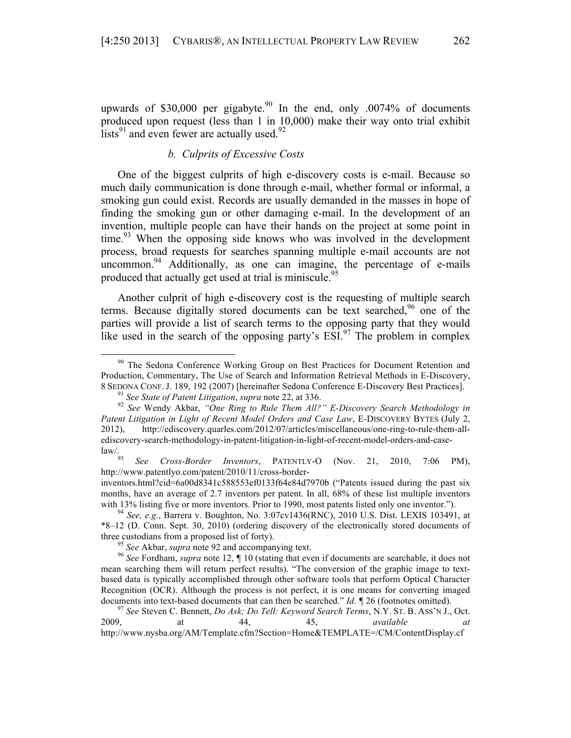upwards of $30,000 per gigabyte.[90] In the end, only .0074% of documents produced upon request (less than 1 in 10,000) make their way onto trial exhibit lists[91] and even fewer are actually used.[92]

### *b. Culprits of Excessive Costs*

One of the biggest culprits of high e-discovery costs is e-mail. Because so much daily communication is done through e-mail, whether formal or informal, a smoking gun could exist. Records are usually demanded in the masses in hope of finding the smoking gun or other damaging e-mail. In the development of an invention, multiple people can have their hands on the project at some point in time.[93] When the opposing side knows who was involved in the development process, broad requests for searches spanning multiple e-mail accounts are not uncommon.[94] Additionally, as one can imagine, the percentage of e-mails produced that actually get used at trial is miniscule.[95]

Another culprit of high e-discovery cost is the requesting of multiple search terms. Because digitally stored documents can be text searched,[96] one of the parties will provide a list of search terms to the opposing party that they would like used in the search of the opposing party's ESI.[97] The problem in complex

---

[90] The Sedona Conference Working Group on Best Practices for Document Retention and Production, Commentary, The Use of Search and Information Retrieval Methods in E-Discovery, 8 SEDONA CONF. J. 189, 192 (2007) [hereinafter Sedona Conference E-Discovery Best Practices].

[91] *See State of Patent Litigation*, *supra* note 22, at 336.

[92] *See* Wendy Akbar, *"One Ring to Rule Them All?" E-Discovery Search Methodology in Patent Litigation in Light of Recent Model Orders and Case Law*, E-DISCOVERY BYTES (July 2, 2012), http://ediscovery.quarles.com/2012/07/articles/miscellaneous/one-ring-to-rule-them-all-ediscovery-search-methodology-in-patent-litigation-in-light-of-recent-model-orders-and-case-law/.

[93] *See Cross-Border Inventors*, PATENTLY-O (Nov. 21, 2010, 7:06 PM), http://www.patentlyo.com/patent/2010/11/cross-border-inventors.html?cid=6a00d8341c588553ef0133f64e84d7970b ("Patents issued during the past six months, have an average of 2.7 inventors per patent. In all, 68% of these list multiple inventors with 13% listing five or more inventors. Prior to 1990, most patents listed only one inventor.").

[94] *See, e.g.*, Barrera v. Boughton, No. 3:07cv1436(RNC), 2010 U.S. Dist. LEXIS 103491, at \*8–12 (D. Conn. Sept. 30, 2010) (ordering discovery of the electronically stored documents of three custodians from a proposed list of forty).

[95] *See* Akbar, *supra* note 92 and accompanying text.

[96] *See* Fordham, *supra* note 12, ¶ 10 (stating that even if documents are searchable, it does not mean searching them will return perfect results). "The conversion of the graphic image to text-based data is typically accomplished through other software tools that perform Optical Character Recognition (OCR). Although the process is not perfect, it is one means for converting imaged documents into text-based documents that can then be searched." *Id.* ¶ 26 (footnotes omitted).

[97] *See* Steven C. Bennett, *Do Ask; Do Tell: Keyword Search Terms*, N.Y. ST. B. ASS'N J., Oct. 2009, at 44, 45, *available at* http://www.nysba.org/AM/Template.cfm?Section=Home&TEMPLATE=/CM/ContentDisplay.cf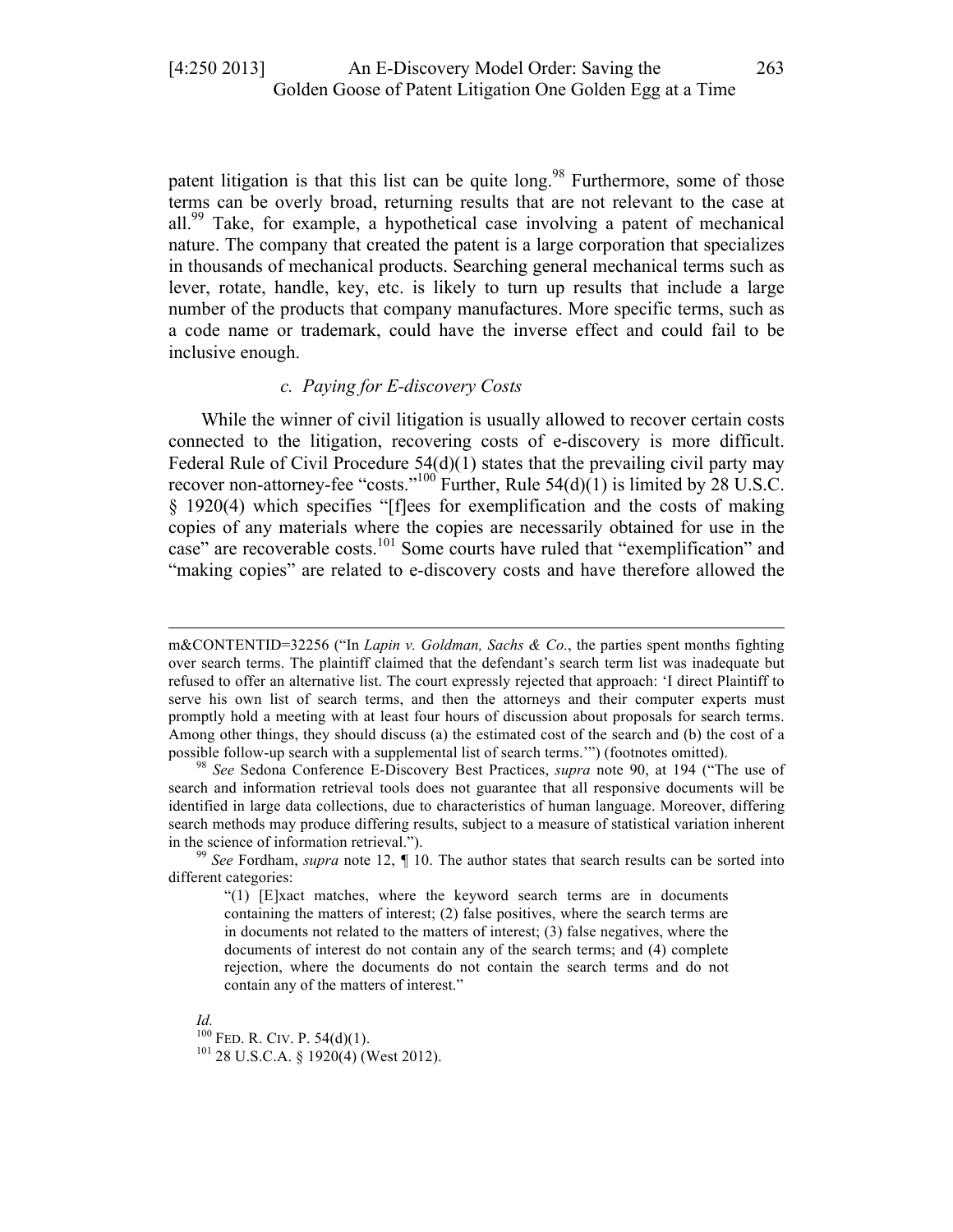patent litigation is that this list can be quite long.[98] Furthermore, some of those terms can be overly broad, returning results that are not relevant to the case at all.[99] Take, for example, a hypothetical case involving a patent of mechanical nature. The company that created the patent is a large corporation that specializes in thousands of mechanical products. Searching general mechanical terms such as lever, rotate, handle, key, etc. is likely to turn up results that include a large number of the products that company manufactures. More specific terms, such as a code name or trademark, could have the inverse effect and could fail to be inclusive enough.

### *c. Paying for E-discovery Costs*

While the winner of civil litigation is usually allowed to recover certain costs connected to the litigation, recovering costs of e-discovery is more difficult. Federal Rule of Civil Procedure 54(d)(1) states that the prevailing civil party may recover non-attorney-fee "costs."[100] Further, Rule 54(d)(1) is limited by 28 U.S.C. § 1920(4) which specifies "[f]ees for exemplification and the costs of making copies of any materials where the copies are necessarily obtained for use in the case" are recoverable costs.[101] Some courts have ruled that "exemplification" and "making copies" are related to e-discovery costs and have therefore allowed the

---

m&CONTENTID=32256 ("In *Lapin v. Goldman, Sachs & Co.*, the parties spent months fighting over search terms. The plaintiff claimed that the defendant's search term list was inadequate but refused to offer an alternative list. The court expressly rejected that approach: 'I direct Plaintiff to serve his own list of search terms, and then the attorneys and their computer experts must promptly hold a meeting with at least four hours of discussion about proposals for search terms. Among other things, they should discuss (a) the estimated cost of the search and (b) the cost of a possible follow-up search with a supplemental list of search terms.'") (footnotes omitted).

[98] *See* Sedona Conference E-Discovery Best Practices, *supra* note 90, at 194 ("The use of search and information retrieval tools does not guarantee that all responsive documents will be identified in large data collections, due to characteristics of human language. Moreover, differing search methods may produce differing results, subject to a measure of statistical variation inherent in the science of information retrieval.").

[99] *See* Fordham, *supra* note 12, ¶ 10. The author states that search results can be sorted into different categories:

> "(1) [E]xact matches, where the keyword search terms are in documents containing the matters of interest; (2) false positives, where the search terms are in documents not related to the matters of interest; (3) false negatives, where the documents of interest do not contain any of the search terms; and (4) complete rejection, where the documents do not contain the search terms and do not contain any of the matters of interest."

*Id.*

[100] FED. R. CIV. P. 54(d)(1).

[101] 28 U.S.C.A. § 1920(4) (West 2012).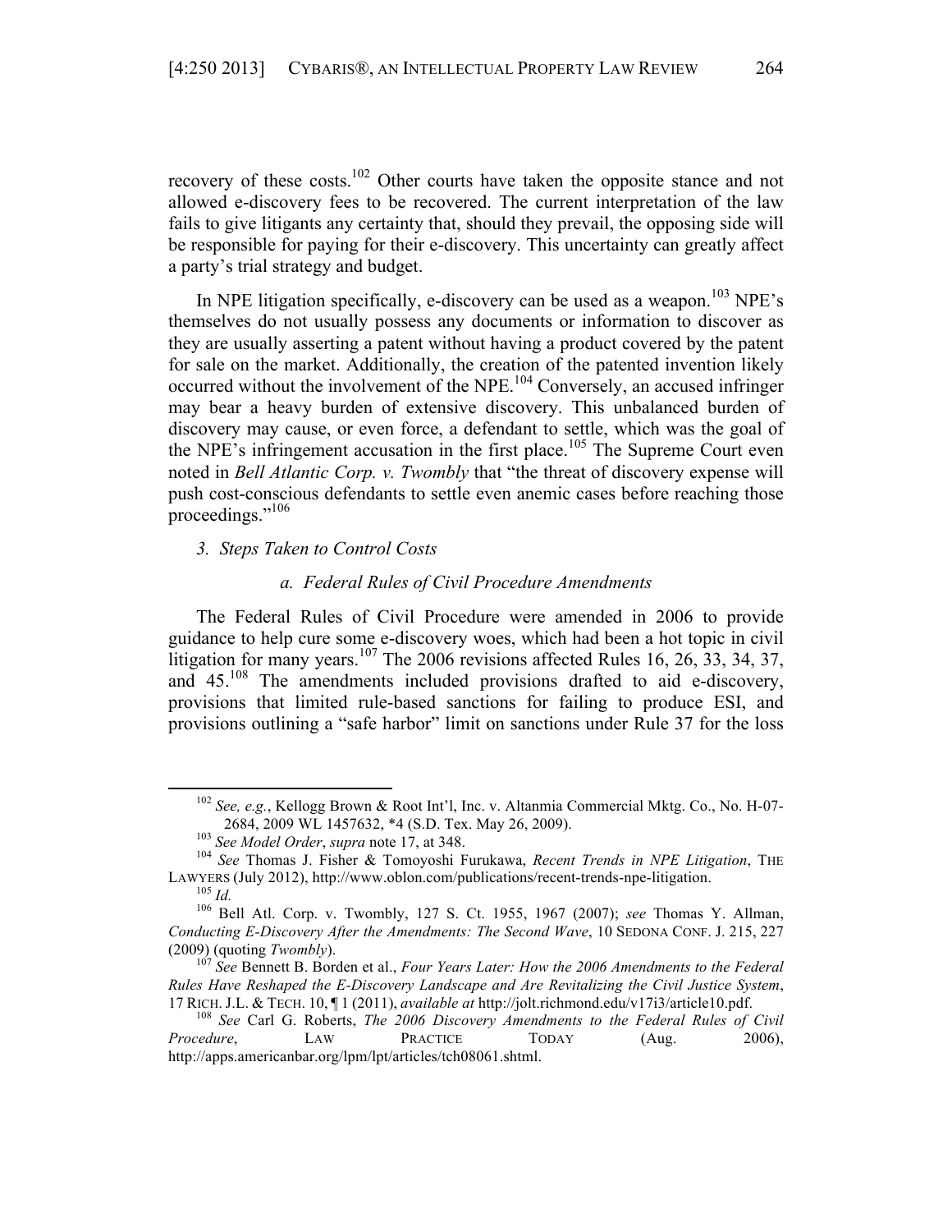recovery of these costs.[102] Other courts have taken the opposite stance and not allowed e-discovery fees to be recovered. The current interpretation of the law fails to give litigants any certainty that, should they prevail, the opposing side will be responsible for paying for their e-discovery. This uncertainty can greatly affect a party's trial strategy and budget.

In NPE litigation specifically, e-discovery can be used as a weapon.[103] NPE's themselves do not usually possess any documents or information to discover as they are usually asserting a patent without having a product covered by the patent for sale on the market. Additionally, the creation of the patented invention likely occurred without the involvement of the NPE.[104] Conversely, an accused infringer may bear a heavy burden of extensive discovery. This unbalanced burden of discovery may cause, or even force, a defendant to settle, which was the goal of the NPE's infringement accusation in the first place.[105] The Supreme Court even noted in *Bell Atlantic Corp. v. Twombly* that "the threat of discovery expense will push cost-conscious defendants to settle even anemic cases before reaching those proceedings."[106]

### *3. Steps Taken to Control Costs*

#### *a. Federal Rules of Civil Procedure Amendments*

The Federal Rules of Civil Procedure were amended in 2006 to provide guidance to help cure some e-discovery woes, which had been a hot topic in civil litigation for many years.[107] The 2006 revisions affected Rules 16, 26, 33, 34, 37, and 45.[108] The amendments included provisions drafted to aid e-discovery, provisions that limited rule-based sanctions for failing to produce ESI, and provisions outlining a "safe harbor" limit on sanctions under Rule 37 for the loss

---

[102] *See, e.g.*, Kellogg Brown & Root Int'l, Inc. v. Altanmia Commercial Mktg. Co., No. H-07-2684, 2009 WL 1457632, *4 (S.D. Tex. May 26, 2009).

[103] *See Model Order*, *supra* note 17, at 348.

[104] *See* Thomas J. Fisher & Tomoyoshi Furukawa, *Recent Trends in NPE Litigation*, THE LAWYERS (July 2012), http://www.oblon.com/publications/recent-trends-npe-litigation.

[105] *Id.*

[106] Bell Atl. Corp. v. Twombly, 127 S. Ct. 1955, 1967 (2007); *see* Thomas Y. Allman, *Conducting E-Discovery After the Amendments: The Second Wave*, 10 SEDONA CONF. J. 215, 227 (2009) (quoting *Twombly*).

[107] *See* Bennett B. Borden et al., *Four Years Later: How the 2006 Amendments to the Federal Rules Have Reshaped the E-Discovery Landscape and Are Revitalizing the Civil Justice System*, 17 RICH. J.L. & TECH. 10, ¶ 1 (2011), *available at* http://jolt.richmond.edu/v17i3/article10.pdf.

[108] *See* Carl G. Roberts, *The 2006 Discovery Amendments to the Federal Rules of Civil Procedure*, LAW PRACTICE TODAY (Aug. 2006), http://apps.americanbar.org/lpm/lpt/articles/tch08061.shtml.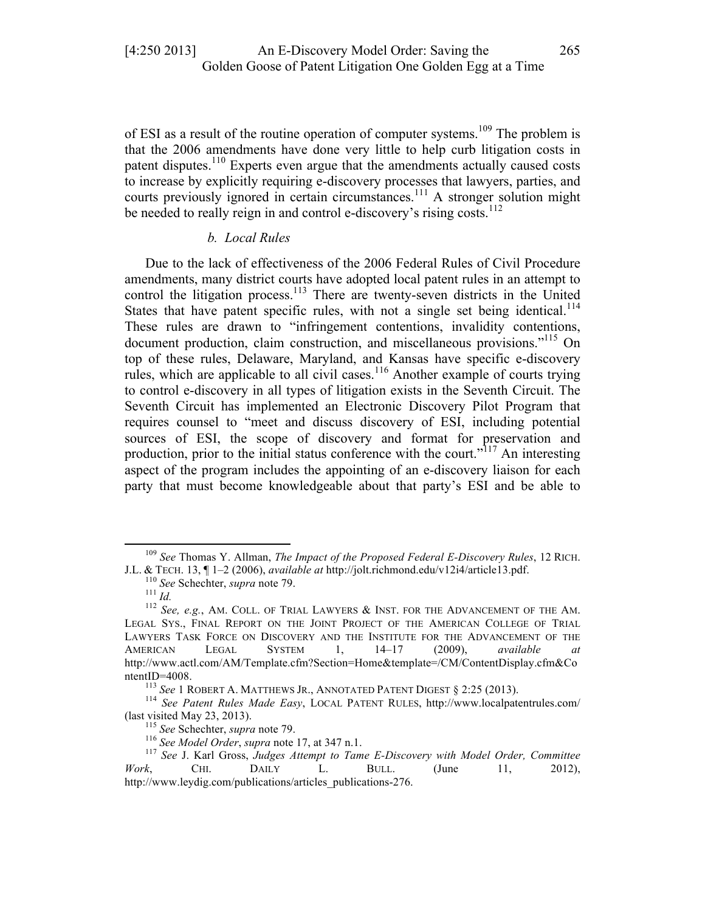of ESI as a result of the routine operation of computer systems.[109] The problem is that the 2006 amendments have done very little to help curb litigation costs in patent disputes.[110] Experts even argue that the amendments actually caused costs to increase by explicitly requiring e-discovery processes that lawyers, parties, and courts previously ignored in certain circumstances.[111] A stronger solution might be needed to really reign in and control e-discovery's rising costs.[112]

#### *b. Local Rules*

Due to the lack of effectiveness of the 2006 Federal Rules of Civil Procedure amendments, many district courts have adopted local patent rules in an attempt to control the litigation process.[113] There are twenty-seven districts in the United States that have patent specific rules, with not a single set being identical.[114] These rules are drawn to "infringement contentions, invalidity contentions, document production, claim construction, and miscellaneous provisions."[115] On top of these rules, Delaware, Maryland, and Kansas have specific e-discovery rules, which are applicable to all civil cases.[116] Another example of courts trying to control e-discovery in all types of litigation exists in the Seventh Circuit. The Seventh Circuit has implemented an Electronic Discovery Pilot Program that requires counsel to "meet and discuss discovery of ESI, including potential sources of ESI, the scope of discovery and format for preservation and production, prior to the initial status conference with the court."[117] An interesting aspect of the program includes the appointing of an e-discovery liaison for each party that must become knowledgeable about that party's ESI and be able to

---

[109] *See* Thomas Y. Allman, *The Impact of the Proposed Federal E-Discovery Rules*, 12 RICH. J.L. & TECH. 13, ¶ 1–2 (2006), *available at* http://jolt.richmond.edu/v12i4/article13.pdf.

[110] *See* Schechter, *supra* note 79.

[111] *Id.*

[112] *See, e.g.*, AM. COLL. OF TRIAL LAWYERS & INST. FOR THE ADVANCEMENT OF THE AM. LEGAL SYS., FINAL REPORT ON THE JOINT PROJECT OF THE AMERICAN COLLEGE OF TRIAL LAWYERS TASK FORCE ON DISCOVERY AND THE INSTITUTE FOR THE ADVANCEMENT OF THE AMERICAN LEGAL SYSTEM 1, 14–17 (2009), *available at* http://www.actl.com/AM/Template.cfm?Section=Home&template=/CM/ContentDisplay.cfm&ContentID=4008.

[113] *See* 1 ROBERT A. MATTHEWS JR., ANNOTATED PATENT DIGEST § 2:25 (2013).

[114] *See Patent Rules Made Easy*, LOCAL PATENT RULES, http://www.localpatentrules.com/ (last visited May 23, 2013).

[115] *See* Schechter, *supra* note 79.

[116] *See Model Order*, *supra* note 17, at 347 n.1.

[117] *See* J. Karl Gross, *Judges Attempt to Tame E-Discovery with Model Order, Committee Work*, CHI. DAILY L. BULL. (June 11, 2012), http://www.leydig.com/publications/articles_publications-276.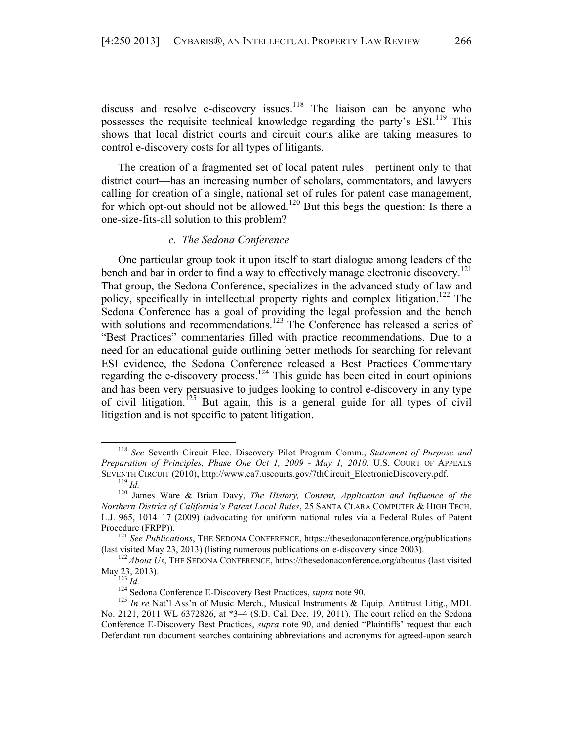discuss and resolve e-discovery issues.[118] The liaison can be anyone who possesses the requisite technical knowledge regarding the party's ESI.[119] This shows that local district courts and circuit courts alike are taking measures to control e-discovery costs for all types of litigants.

The creation of a fragmented set of local patent rules—pertinent only to that district court—has an increasing number of scholars, commentators, and lawyers calling for creation of a single, national set of rules for patent case management, for which opt-out should not be allowed.[120] But this begs the question: Is there a one-size-fits-all solution to this problem?

### *c. The Sedona Conference*

One particular group took it upon itself to start dialogue among leaders of the bench and bar in order to find a way to effectively manage electronic discovery.[121] That group, the Sedona Conference, specializes in the advanced study of law and policy, specifically in intellectual property rights and complex litigation.[122] The Sedona Conference has a goal of providing the legal profession and the bench with solutions and recommendations.[123] The Conference has released a series of "Best Practices" commentaries filled with practice recommendations. Due to a need for an educational guide outlining better methods for searching for relevant ESI evidence, the Sedona Conference released a Best Practices Commentary regarding the e-discovery process.[124] This guide has been cited in court opinions and has been very persuasive to judges looking to control e-discovery in any type of civil litigation.[125] But again, this is a general guide for all types of civil litigation and is not specific to patent litigation.

---

[118] *See* Seventh Circuit Elec. Discovery Pilot Program Comm., *Statement of Purpose and Preparation of Principles, Phase One Oct 1, 2009 - May 1, 2010*, U.S. COURT OF APPEALS SEVENTH CIRCUIT (2010), http://www.ca7.uscourts.gov/7thCircuit_ElectronicDiscovery.pdf.

[119] *Id.*

[120] James Ware & Brian Davy, *The History, Content, Application and Influence of the Northern District of California's Patent Local Rules*, 25 SANTA CLARA COMPUTER & HIGH TECH. L.J. 965, 1014–17 (2009) (advocating for uniform national rules via a Federal Rules of Patent Procedure (FRPP)).

[121] *See Publications*, THE SEDONA CONFERENCE, https://thesedonaconference.org/publications (last visited May 23, 2013) (listing numerous publications on e-discovery since 2003).

[122] *About Us*, THE SEDONA CONFERENCE, https://thesedonaconference.org/aboutus (last visited May 23, 2013).

[123] *Id.*

[124] Sedona Conference E-Discovery Best Practices, *supra* note 90.

[125] *In re* Nat'l Ass'n of Music Merch., Musical Instruments & Equip. Antitrust Litig., MDL No. 2121, 2011 WL 6372826, at *3–4 (S.D. Cal. Dec. 19, 2011). The court relied on the Sedona Conference E-Discovery Best Practices, *supra* note 90, and denied "Plaintiffs' request that each Defendant run document searches containing abbreviations and acronyms for agreed-upon search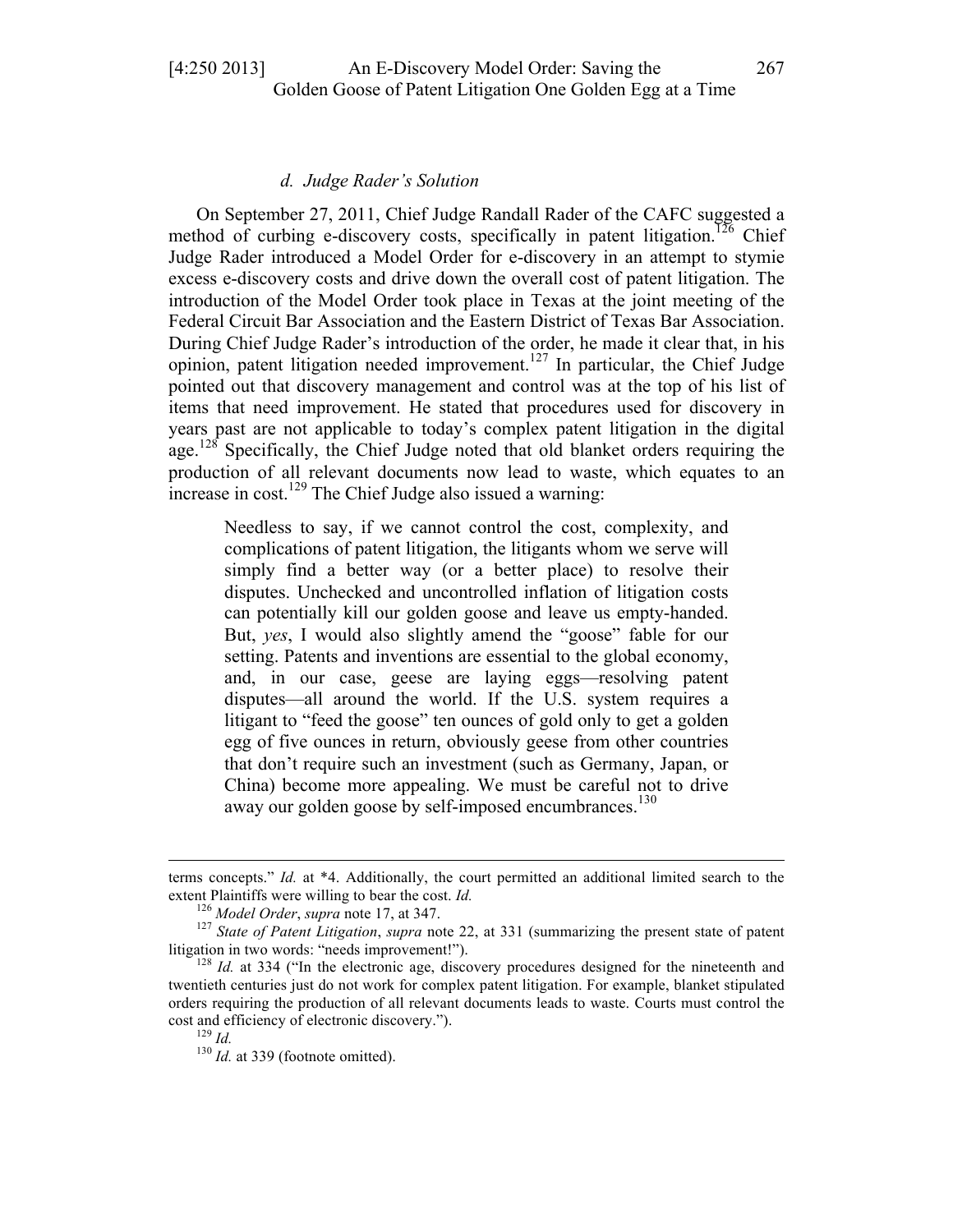#### *d. Judge Rader's Solution*

On September 27, 2011, Chief Judge Randall Rader of the CAFC suggested a method of curbing e-discovery costs, specifically in patent litigation.[126] Chief Judge Rader introduced a Model Order for e-discovery in an attempt to stymie excess e-discovery costs and drive down the overall cost of patent litigation. The introduction of the Model Order took place in Texas at the joint meeting of the Federal Circuit Bar Association and the Eastern District of Texas Bar Association. During Chief Judge Rader's introduction of the order, he made it clear that, in his opinion, patent litigation needed improvement.[127] In particular, the Chief Judge pointed out that discovery management and control was at the top of his list of items that need improvement. He stated that procedures used for discovery in years past are not applicable to today's complex patent litigation in the digital age.[128] Specifically, the Chief Judge noted that old blanket orders requiring the production of all relevant documents now lead to waste, which equates to an increase in cost.[129] The Chief Judge also issued a warning:

> Needless to say, if we cannot control the cost, complexity, and complications of patent litigation, the litigants whom we serve will simply find a better way (or a better place) to resolve their disputes. Unchecked and uncontrolled inflation of litigation costs can potentially kill our golden goose and leave us empty-handed. But, *yes*, I would also slightly amend the "goose" fable for our setting. Patents and inventions are essential to the global economy, and, in our case, geese are laying eggs—resolving patent disputes—all around the world. If the U.S. system requires a litigant to "feed the goose" ten ounces of gold only to get a golden egg of five ounces in return, obviously geese from other countries that don't require such an investment (such as Germany, Japan, or China) become more appealing. We must be careful not to drive away our golden goose by self-imposed encumbrances.[130]

---

terms concepts." *Id.* at *4. Additionally, the court permitted an additional limited search to the extent Plaintiffs were willing to bear the cost. *Id.*

[126] *Model Order*, *supra* note 17, at 347.

[127] *State of Patent Litigation*, *supra* note 22, at 331 (summarizing the present state of patent litigation in two words: "needs improvement!").

[128] *Id.* at 334 ("In the electronic age, discovery procedures designed for the nineteenth and twentieth centuries just do not work for complex patent litigation. For example, blanket stipulated orders requiring the production of all relevant documents leads to waste. Courts must control the cost and efficiency of electronic discovery.").

[129] *Id.*

[130] *Id.* at 339 (footnote omitted).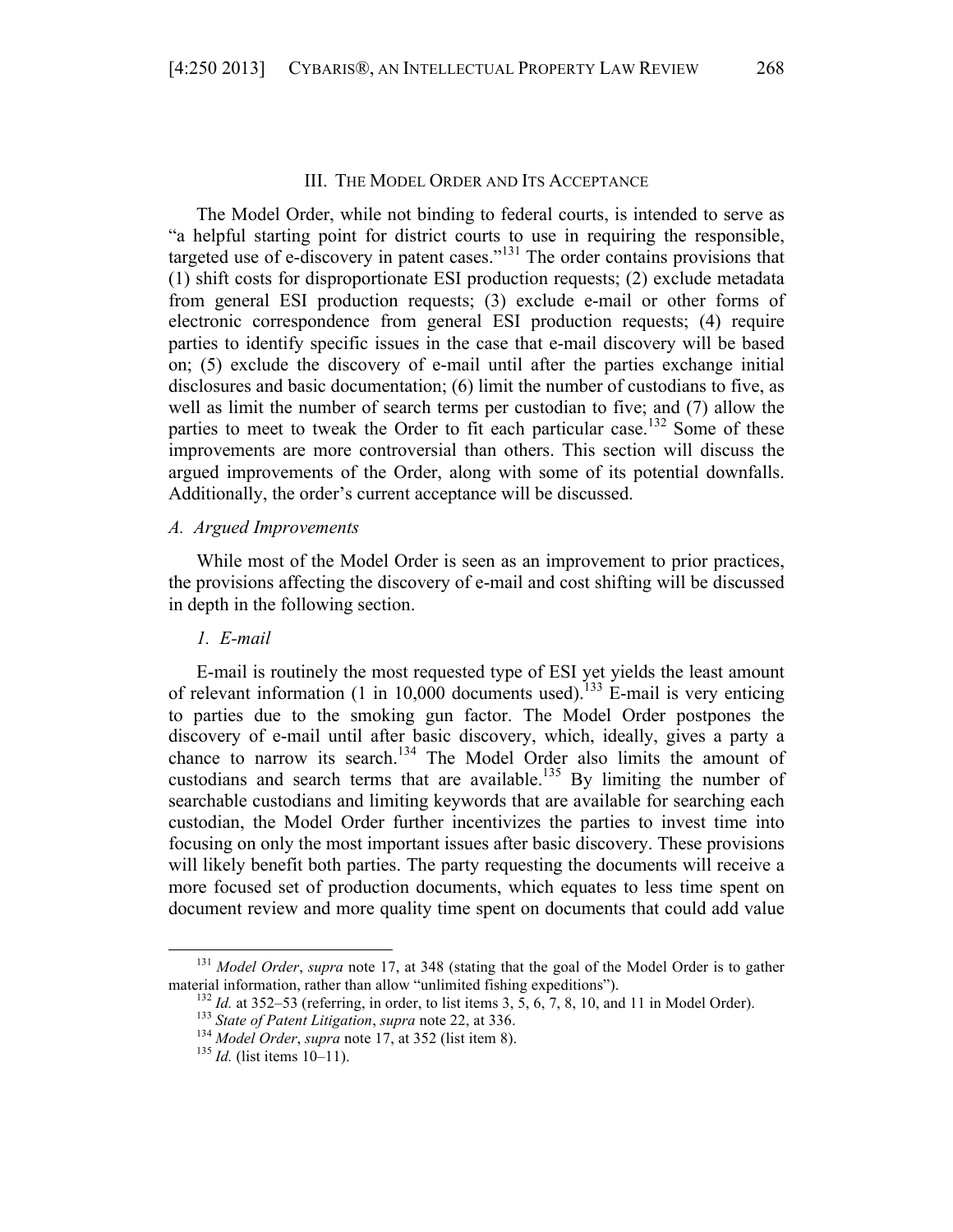## III. The Model Order and Its Acceptance

The Model Order, while not binding to federal courts, is intended to serve as "a helpful starting point for district courts to use in requiring the responsible, targeted use of e-discovery in patent cases."[131] The order contains provisions that (1) shift costs for disproportionate ESI production requests; (2) exclude metadata from general ESI production requests; (3) exclude e-mail or other forms of electronic correspondence from general ESI production requests; (4) require parties to identify specific issues in the case that e-mail discovery will be based on; (5) exclude the discovery of e-mail until after the parties exchange initial disclosures and basic documentation; (6) limit the number of custodians to five, as well as limit the number of search terms per custodian to five; and (7) allow the parties to meet to tweak the Order to fit each particular case.[132] Some of these improvements are more controversial than others. This section will discuss the argued improvements of the Order, along with some of its potential downfalls. Additionally, the order's current acceptance will be discussed.

### *A. Argued Improvements*

While most of the Model Order is seen as an improvement to prior practices, the provisions affecting the discovery of e-mail and cost shifting will be discussed in depth in the following section.

#### *1. E-mail*

E-mail is routinely the most requested type of ESI yet yields the least amount of relevant information (1 in 10,000 documents used).[133] E-mail is very enticing to parties due to the smoking gun factor. The Model Order postpones the discovery of e-mail until after basic discovery, which, ideally, gives a party a chance to narrow its search.[134] The Model Order also limits the amount of custodians and search terms that are available.[135] By limiting the number of searchable custodians and limiting keywords that are available for searching each custodian, the Model Order further incentivizes the parties to invest time into focusing on only the most important issues after basic discovery. These provisions will likely benefit both parties. The party requesting the documents will receive a more focused set of production documents, which equates to less time spent on document review and more quality time spent on documents that could add value

---

[131] *Model Order*, *supra* note 17, at 348 (stating that the goal of the Model Order is to gather material information, rather than allow "unlimited fishing expeditions").

[132] *Id.* at 352–53 (referring, in order, to list items 3, 5, 6, 7, 8, 10, and 11 in Model Order).

[133] *State of Patent Litigation*, *supra* note 22, at 336.

[134] *Model Order*, *supra* note 17, at 352 (list item 8).

[135] *Id.* (list items 10–11).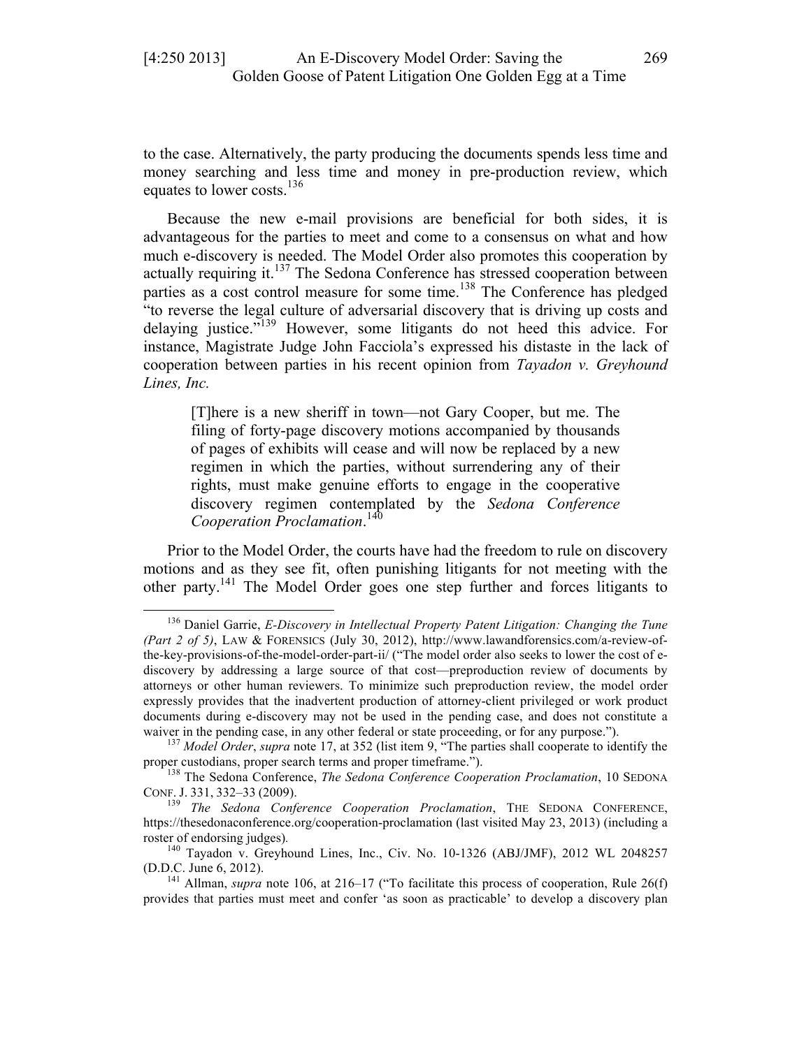to the case. Alternatively, the party producing the documents spends less time and money searching and less time and money in pre-production review, which equates to lower costs.[136]

Because the new e-mail provisions are beneficial for both sides, it is advantageous for the parties to meet and come to a consensus on what and how much e-discovery is needed. The Model Order also promotes this cooperation by actually requiring it.[137] The Sedona Conference has stressed cooperation between parties as a cost control measure for some time.[138] The Conference has pledged "to reverse the legal culture of adversarial discovery that is driving up costs and delaying justice."[139] However, some litigants do not heed this advice. For instance, Magistrate Judge John Facciola's expressed his distaste in the lack of cooperation between parties in his recent opinion from *Tayadon v. Greyhound Lines, Inc.*

> [T]here is a new sheriff in town—not Gary Cooper, but me. The filing of forty-page discovery motions accompanied by thousands of pages of exhibits will cease and will now be replaced by a new regimen in which the parties, without surrendering any of their rights, must make genuine efforts to engage in the cooperative discovery regimen contemplated by the *Sedona Conference Cooperation Proclamation*.[140]

Prior to the Model Order, the courts have had the freedom to rule on discovery motions and as they see fit, often punishing litigants for not meeting with the other party.[141] The Model Order goes one step further and forces litigants to

---

[136] Daniel Garrie, *E-Discovery in Intellectual Property Patent Litigation: Changing the Tune (Part 2 of 5)*, LAW & FORENSICS (July 30, 2012), http://www.lawandforensics.com/a-review-of-the-key-provisions-of-the-model-order-part-ii/ ("The model order also seeks to lower the cost of e-discovery by addressing a large source of that cost—preproduction review of documents by attorneys or other human reviewers. To minimize such preproduction review, the model order expressly provides that the inadvertent production of attorney-client privileged or work product documents during e-discovery may not be used in the pending case, and does not constitute a waiver in the pending case, in any other federal or state proceeding, or for any purpose.").

[137] *Model Order*, *supra* note 17, at 352 (list item 9, "The parties shall cooperate to identify the proper custodians, proper search terms and proper timeframe.").

[138] The Sedona Conference, *The Sedona Conference Cooperation Proclamation*, 10 SEDONA CONF. J. 331, 332–33 (2009).

[139] *The Sedona Conference Cooperation Proclamation*, THE SEDONA CONFERENCE, https://thesedonaconference.org/cooperation-proclamation (last visited May 23, 2013) (including a roster of endorsing judges).

[140] Tayadon v. Greyhound Lines, Inc., Civ. No. 10-1326 (ABJ/JMF), 2012 WL 2048257 (D.D.C. June 6, 2012).

[141] Allman, *supra* note 106, at 216–17 ("To facilitate this process of cooperation, Rule 26(f) provides that parties must meet and confer 'as soon as practicable' to develop a discovery plan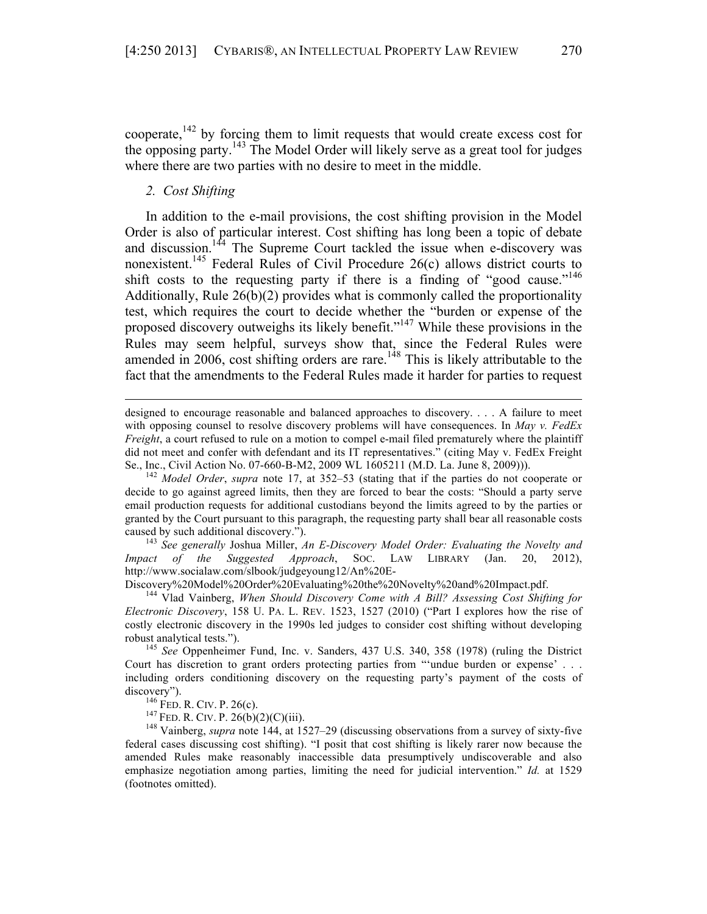cooperate,[142] by forcing them to limit requests that would create excess cost for the opposing party.[143] The Model Order will likely serve as a great tool for judges where there are two parties with no desire to meet in the middle.

### *2. Cost Shifting*

In addition to the e-mail provisions, the cost shifting provision in the Model Order is also of particular interest. Cost shifting has long been a topic of debate and discussion.[144] The Supreme Court tackled the issue when e-discovery was nonexistent.[145] Federal Rules of Civil Procedure 26(c) allows district courts to shift costs to the requesting party if there is a finding of "good cause."[146] Additionally, Rule 26(b)(2) provides what is commonly called the proportionality test, which requires the court to decide whether the "burden or expense of the proposed discovery outweighs its likely benefit."[147] While these provisions in the Rules may seem helpful, surveys show that, since the Federal Rules were amended in 2006, cost shifting orders are rare.[148] This is likely attributable to the fact that the amendments to the Federal Rules made it harder for parties to request

---

designed to encourage reasonable and balanced approaches to discovery. . . . A failure to meet with opposing counsel to resolve discovery problems will have consequences. In *May v. FedEx Freight*, a court refused to rule on a motion to compel e-mail filed prematurely where the plaintiff did not meet and confer with defendant and its IT representatives." (citing May v. FedEx Freight Se., Inc., Civil Action No. 07-660-B-M2, 2009 WL 1605211 (M.D. La. June 8, 2009))).

[142] *Model Order*, *supra* note 17, at 352–53 (stating that if the parties do not cooperate or decide to go against agreed limits, then they are forced to bear the costs: "Should a party serve email production requests for additional custodians beyond the limits agreed to by the parties or granted by the Court pursuant to this paragraph, the requesting party shall bear all reasonable costs caused by such additional discovery.").

[143] *See generally* Joshua Miller, *An E-Discovery Model Order: Evaluating the Novelty and Impact of the Suggested Approach*, SOC. LAW LIBRARY (Jan. 20, 2012), http://www.socialaw.com/slbook/judgeyoung12/An%20E-Discovery%20Model%20Order%20Evaluating%20the%20Novelty%20and%20Impact.pdf.

[144] Vlad Vainberg, *When Should Discovery Come with A Bill? Assessing Cost Shifting for Electronic Discovery*, 158 U. PA. L. REV. 1523, 1527 (2010) ("Part I explores how the rise of costly electronic discovery in the 1990s led judges to consider cost shifting without developing robust analytical tests.").

[145] *See* Oppenheimer Fund, Inc. v. Sanders, 437 U.S. 340, 358 (1978) (ruling the District Court has discretion to grant orders protecting parties from "'undue burden or expense' . . . including orders conditioning discovery on the requesting party's payment of the costs of discovery").

[146] FED. R. CIV. P. 26(c).

[147] FED. R. CIV. P. 26(b)(2)(C)(iii).

[148] Vainberg, *supra* note 144, at 1527–29 (discussing observations from a survey of sixty-five federal cases discussing cost shifting). "I posit that cost shifting is likely rarer now because the amended Rules make reasonably inaccessible data presumptively undiscoverable and also emphasize negotiation among parties, limiting the need for judicial intervention." *Id.* at 1529 (footnotes omitted).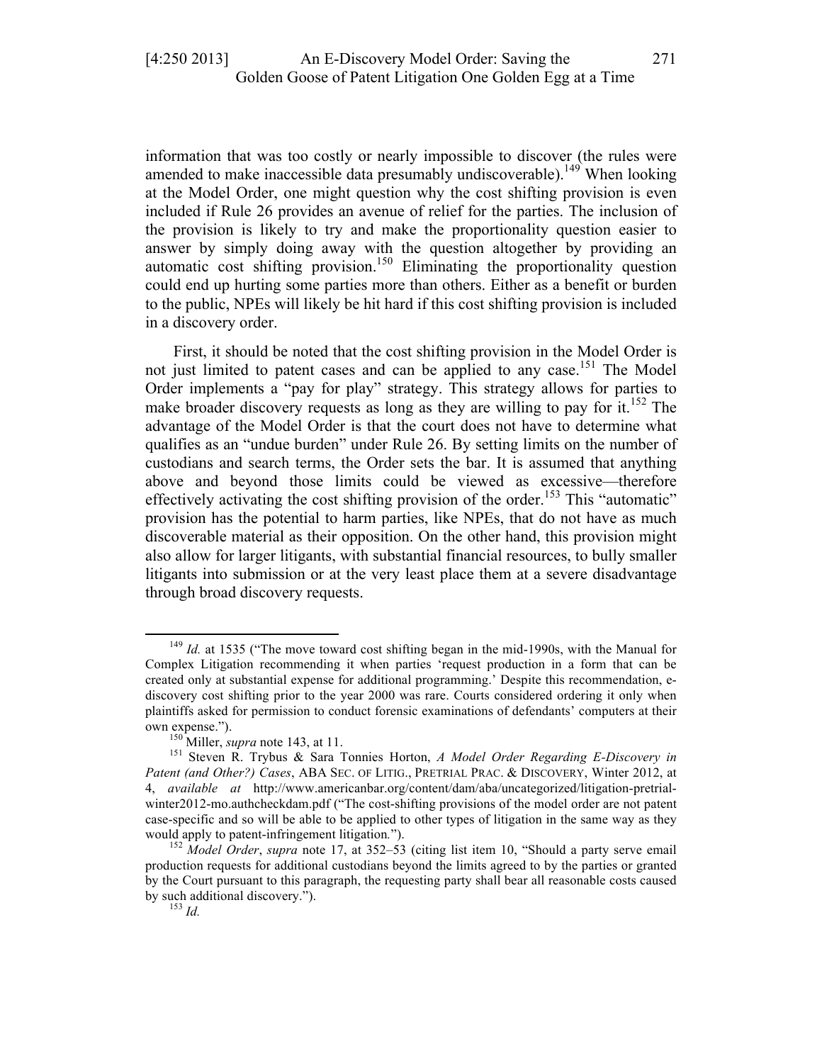information that was too costly or nearly impossible to discover (the rules were amended to make inaccessible data presumably undiscoverable).[149] When looking at the Model Order, one might question why the cost shifting provision is even included if Rule 26 provides an avenue of relief for the parties. The inclusion of the provision is likely to try and make the proportionality question easier to answer by simply doing away with the question altogether by providing an automatic cost shifting provision.[150] Eliminating the proportionality question could end up hurting some parties more than others. Either as a benefit or burden to the public, NPEs will likely be hit hard if this cost shifting provision is included in a discovery order.

First, it should be noted that the cost shifting provision in the Model Order is not just limited to patent cases and can be applied to any case.[151] The Model Order implements a "pay for play" strategy. This strategy allows for parties to make broader discovery requests as long as they are willing to pay for it.[152] The advantage of the Model Order is that the court does not have to determine what qualifies as an "undue burden" under Rule 26. By setting limits on the number of custodians and search terms, the Order sets the bar. It is assumed that anything above and beyond those limits could be viewed as excessive—therefore effectively activating the cost shifting provision of the order.[153] This "automatic" provision has the potential to harm parties, like NPEs, that do not have as much discoverable material as their opposition. On the other hand, this provision might also allow for larger litigants, with substantial financial resources, to bully smaller litigants into submission or at the very least place them at a severe disadvantage through broad discovery requests.

---

[149] *Id.* at 1535 ("The move toward cost shifting began in the mid-1990s, with the Manual for Complex Litigation recommending it when parties 'request production in a form that can be created only at substantial expense for additional programming.' Despite this recommendation, e-discovery cost shifting prior to the year 2000 was rare. Courts considered ordering it only when plaintiffs asked for permission to conduct forensic examinations of defendants' computers at their own expense.").

[150] Miller, *supra* note 143, at 11.

[151] Steven R. Trybus & Sara Tonnies Horton, *A Model Order Regarding E-Discovery in Patent (and Other?) Cases*, ABA SEC. OF LITIG., PRETRIAL PRAC. & DISCOVERY, Winter 2012, at 4, *available at* http://www.americanbar.org/content/dam/aba/uncategorized/litigation-pretrial-winter2012-mo.authcheckdam.pdf ("The cost-shifting provisions of the model order are not patent case-specific and so will be able to be applied to other types of litigation in the same way as they would apply to patent-infringement litigation.").

[152] *Model Order*, *supra* note 17, at 352–53 (citing list item 10, "Should a party serve email production requests for additional custodians beyond the limits agreed to by the parties or granted by the Court pursuant to this paragraph, the requesting party shall bear all reasonable costs caused by such additional discovery.").

[153] *Id.*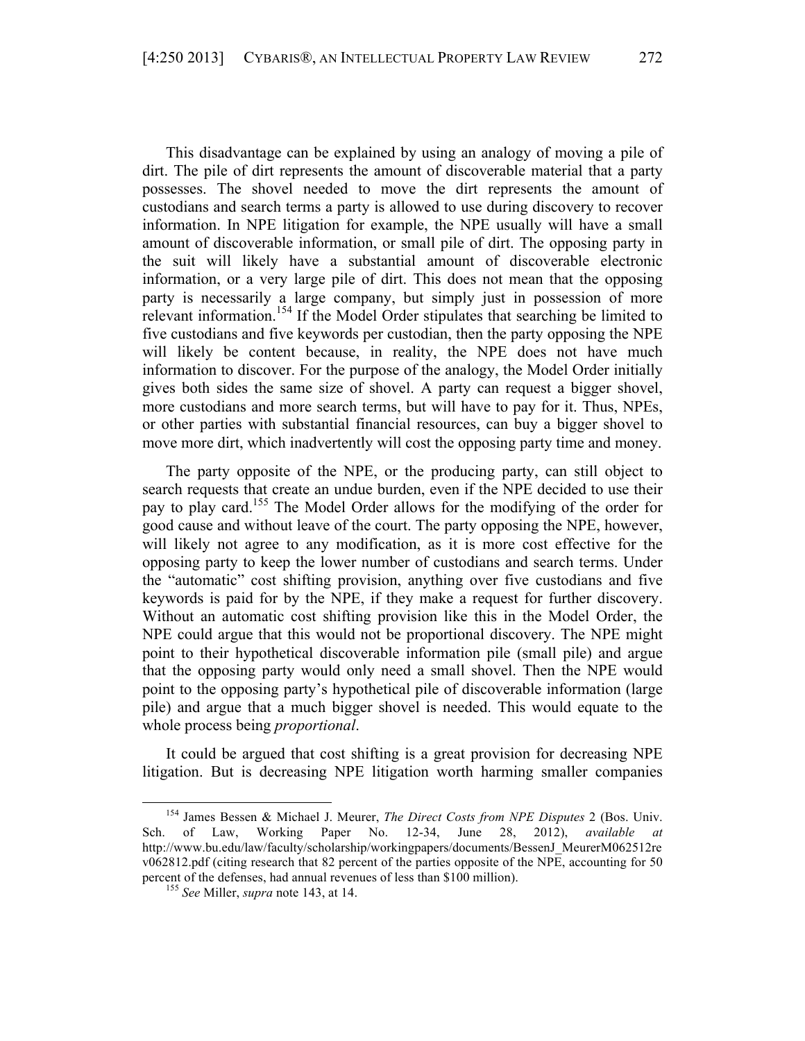This disadvantage can be explained by using an analogy of moving a pile of dirt. The pile of dirt represents the amount of discoverable material that a party possesses. The shovel needed to move the dirt represents the amount of custodians and search terms a party is allowed to use during discovery to recover information. In NPE litigation for example, the NPE usually will have a small amount of discoverable information, or small pile of dirt. The opposing party in the suit will likely have a substantial amount of discoverable electronic information, or a very large pile of dirt. This does not mean that the opposing party is necessarily a large company, but simply just in possession of more relevant information.[154] If the Model Order stipulates that searching be limited to five custodians and five keywords per custodian, then the party opposing the NPE will likely be content because, in reality, the NPE does not have much information to discover. For the purpose of the analogy, the Model Order initially gives both sides the same size of shovel. A party can request a bigger shovel, more custodians and more search terms, but will have to pay for it. Thus, NPEs, or other parties with substantial financial resources, can buy a bigger shovel to move more dirt, which inadvertently will cost the opposing party time and money.

The party opposite of the NPE, or the producing party, can still object to search requests that create an undue burden, even if the NPE decided to use their pay to play card.[155] The Model Order allows for the modifying of the order for good cause and without leave of the court. The party opposing the NPE, however, will likely not agree to any modification, as it is more cost effective for the opposing party to keep the lower number of custodians and search terms. Under the "automatic" cost shifting provision, anything over five custodians and five keywords is paid for by the NPE, if they make a request for further discovery. Without an automatic cost shifting provision like this in the Model Order, the NPE could argue that this would not be proportional discovery. The NPE might point to their hypothetical discoverable information pile (small pile) and argue that the opposing party would only need a small shovel. Then the NPE would point to the opposing party's hypothetical pile of discoverable information (large pile) and argue that a much bigger shovel is needed. This would equate to the whole process being *proportional*.

It could be argued that cost shifting is a great provision for decreasing NPE litigation. But is decreasing NPE litigation worth harming smaller companies

---

[154] James Bessen & Michael J. Meurer, *The Direct Costs from NPE Disputes* 2 (Bos. Univ. Sch. of Law, Working Paper No. 12-34, June 28, 2012), *available at* http://www.bu.edu/law/faculty/scholarship/workingpapers/documents/BessenJ_MeurerM062512rev062812.pdf (citing research that 82 percent of the parties opposite of the NPE, accounting for 50 percent of the defenses, had annual revenues of less than $100 million).

[155] *See* Miller, *supra* note 143, at 14.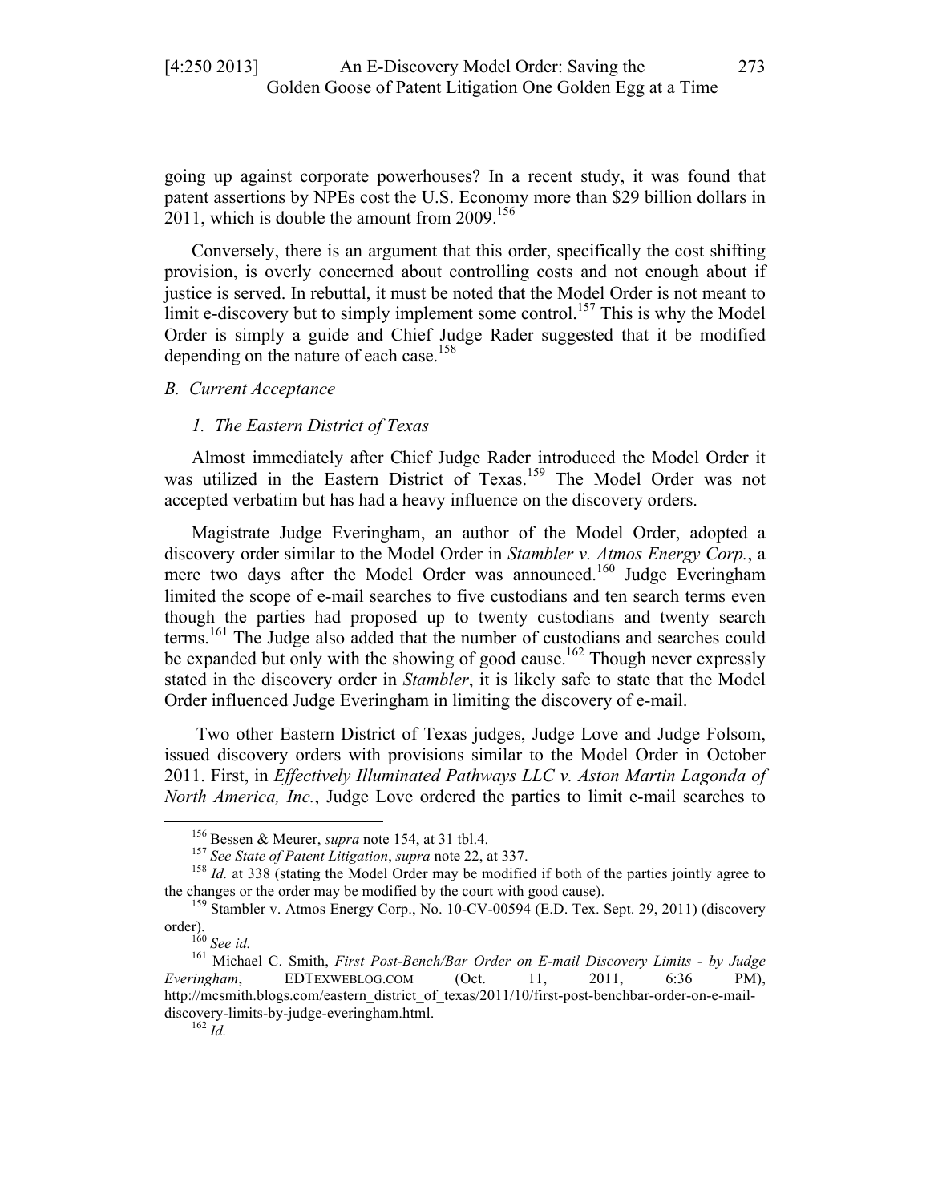going up against corporate powerhouses? In a recent study, it was found that patent assertions by NPEs cost the U.S. Economy more than $29 billion dollars in 2011, which is double the amount from 2009.[156]

Conversely, there is an argument that this order, specifically the cost shifting provision, is overly concerned about controlling costs and not enough about if justice is served. In rebuttal, it must be noted that the Model Order is not meant to limit e-discovery but to simply implement some control.[157] This is why the Model Order is simply a guide and Chief Judge Rader suggested that it be modified depending on the nature of each case.[158]

### *B. Current Acceptance*

#### *1. The Eastern District of Texas*

Almost immediately after Chief Judge Rader introduced the Model Order it was utilized in the Eastern District of Texas.[159] The Model Order was not accepted verbatim but has had a heavy influence on the discovery orders.

Magistrate Judge Everingham, an author of the Model Order, adopted a discovery order similar to the Model Order in *Stambler v. Atmos Energy Corp.*, a mere two days after the Model Order was announced.[160] Judge Everingham limited the scope of e-mail searches to five custodians and ten search terms even though the parties had proposed up to twenty custodians and twenty search terms.[161] The Judge also added that the number of custodians and searches could be expanded but only with the showing of good cause.[162] Though never expressly stated in the discovery order in *Stambler*, it is likely safe to state that the Model Order influenced Judge Everingham in limiting the discovery of e-mail.

Two other Eastern District of Texas judges, Judge Love and Judge Folsom, issued discovery orders with provisions similar to the Model Order in October 2011. First, in *Effectively Illuminated Pathways LLC v. Aston Martin Lagonda of North America, Inc.*, Judge Love ordered the parties to limit e-mail searches to

---

[156] Bessen & Meurer, *supra* note 154, at 31 tbl.4.

[157] *See State of Patent Litigation*, *supra* note 22, at 337.

[158] *Id.* at 338 (stating the Model Order may be modified if both of the parties jointly agree to the changes or the order may be modified by the court with good cause).

[159] Stambler v. Atmos Energy Corp., No. 10-CV-00594 (E.D. Tex. Sept. 29, 2011) (discovery order).

[160] *See id.*

[161] Michael C. Smith, *First Post-Bench/Bar Order on E-mail Discovery Limits - by Judge Everingham*, EDTEXWEBLOG.COM (Oct. 11, 2011, 6:36 PM), http://mcsmith.blogs.com/eastern_district_of_texas/2011/10/first-post-benchbar-order-on-e-mail-discovery-limits-by-judge-everingham.html.

[162] *Id.*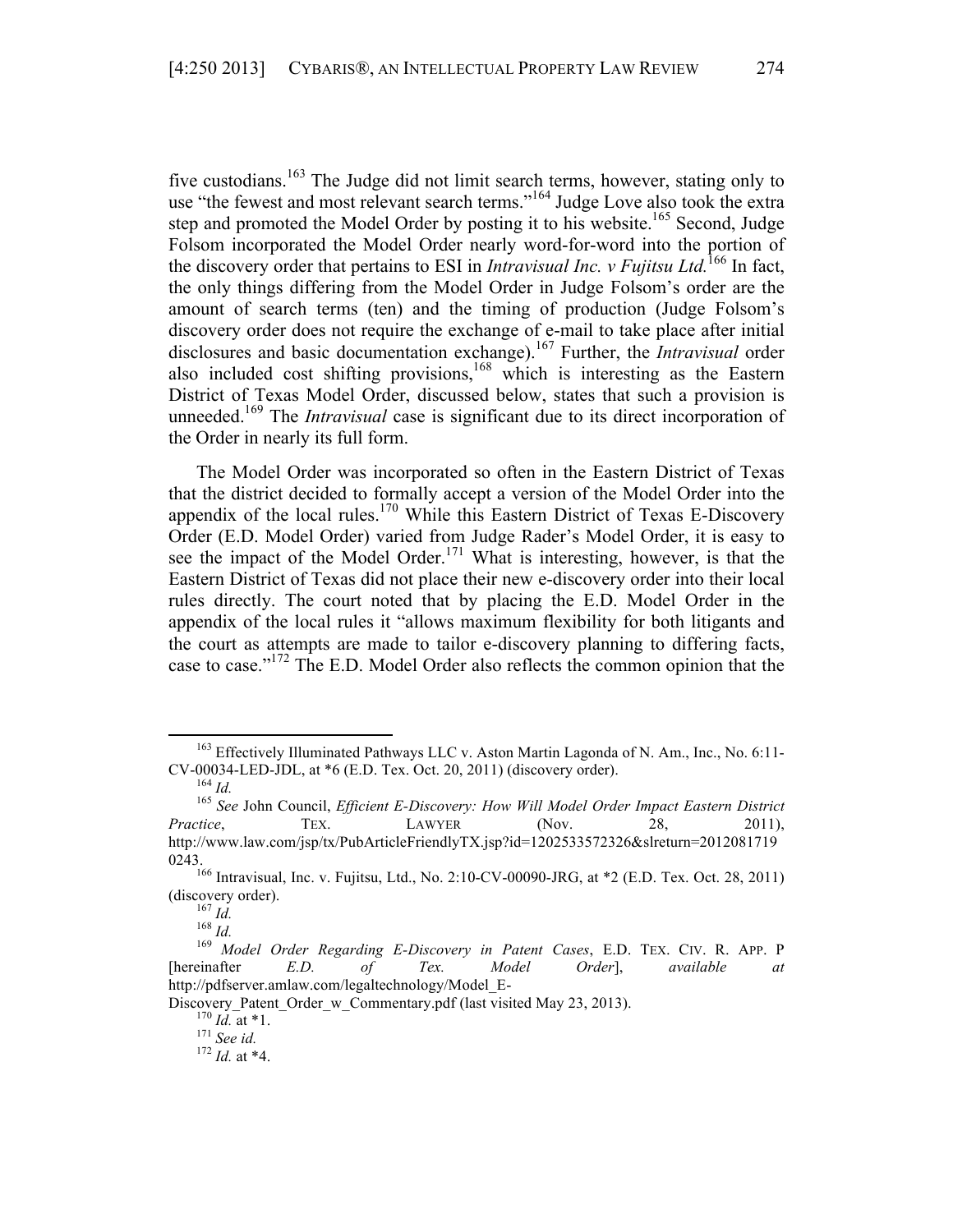five custodians.[163] The Judge did not limit search terms, however, stating only to use "the fewest and most relevant search terms."[164] Judge Love also took the extra step and promoted the Model Order by posting it to his website.[165] Second, Judge Folsom incorporated the Model Order nearly word-for-word into the portion of the discovery order that pertains to ESI in *Intravisual Inc. v Fujitsu Ltd.*[166] In fact, the only things differing from the Model Order in Judge Folsom's order are the amount of search terms (ten) and the timing of production (Judge Folsom's discovery order does not require the exchange of e-mail to take place after initial disclosures and basic documentation exchange).[167] Further, the *Intravisual* order also included cost shifting provisions,[168] which is interesting as the Eastern District of Texas Model Order, discussed below, states that such a provision is unneeded.[169] The *Intravisual* case is significant due to its direct incorporation of the Order in nearly its full form.

The Model Order was incorporated so often in the Eastern District of Texas that the district decided to formally accept a version of the Model Order into the appendix of the local rules.[170] While this Eastern District of Texas E-Discovery Order (E.D. Model Order) varied from Judge Rader's Model Order, it is easy to see the impact of the Model Order.[171] What is interesting, however, is that the Eastern District of Texas did not place their new e-discovery order into their local rules directly. The court noted that by placing the E.D. Model Order in the appendix of the local rules it "allows maximum flexibility for both litigants and the court as attempts are made to tailor e-discovery planning to differing facts, case to case."[172] The E.D. Model Order also reflects the common opinion that the

---

[163] Effectively Illuminated Pathways LLC v. Aston Martin Lagonda of N. Am., Inc., No. 6:11-CV-00034-LED-JDL, at *6 (E.D. Tex. Oct. 20, 2011) (discovery order).

[164] *Id.*

[165] *See* John Council, *Efficient E-Discovery: How Will Model Order Impact Eastern District Practice*, TEX. LAWYER (Nov. 28, 2011), http://www.law.com/jsp/tx/PubArticleFriendlyTX.jsp?id=1202533572326&slreturn=20120817190243.

[166] Intravisual, Inc. v. Fujitsu, Ltd., No. 2:10-CV-00090-JRG, at *2 (E.D. Tex. Oct. 28, 2011) (discovery order).

[167] *Id.*

[168] *Id.*

[169] *Model Order Regarding E-Discovery in Patent Cases*, E.D. TEX. CIV. R. APP. P [hereinafter *E.D. of Tex. Model Order*], *available at* http://pdfserver.amlaw.com/legaltechnology/Model_E-Discovery_Patent_Order_w_Commentary.pdf (last visited May 23, 2013).

[170] *Id.* at *1.

[171] *See id.*

[172] *Id.* at *4.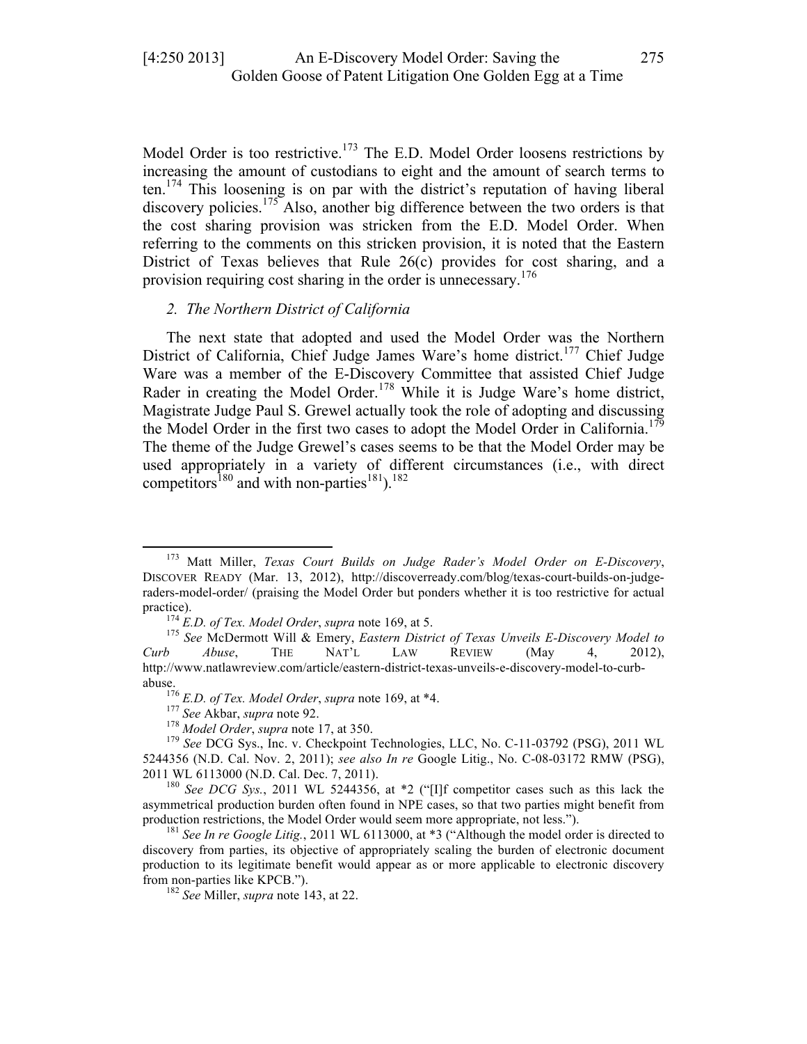Model Order is too restrictive.[173] The E.D. Model Order loosens restrictions by increasing the amount of custodians to eight and the amount of search terms to ten.[174] This loosening is on par with the district's reputation of having liberal discovery policies.[175] Also, another big difference between the two orders is that the cost sharing provision was stricken from the E.D. Model Order. When referring to the comments on this stricken provision, it is noted that the Eastern District of Texas believes that Rule 26(c) provides for cost sharing, and a provision requiring cost sharing in the order is unnecessary.[176]

### *2. The Northern District of California*

The next state that adopted and used the Model Order was the Northern District of California, Chief Judge James Ware's home district.[177] Chief Judge Ware was a member of the E-Discovery Committee that assisted Chief Judge Rader in creating the Model Order.[178] While it is Judge Ware's home district, Magistrate Judge Paul S. Grewel actually took the role of adopting and discussing the Model Order in the first two cases to adopt the Model Order in California.[179] The theme of the Judge Grewel's cases seems to be that the Model Order may be used appropriately in a variety of different circumstances (i.e., with direct competitors[180] and with non-parties[181]).[182]

---

[173] Matt Miller, *Texas Court Builds on Judge Rader's Model Order on E-Discovery*, DISCOVER READY (Mar. 13, 2012), http://discoverready.com/blog/texas-court-builds-on-judge-raders-model-order/ (praising the Model Order but ponders whether it is too restrictive for actual practice).

[174] *E.D. of Tex. Model Order*, *supra* note 169, at 5.

[175] *See* McDermott Will & Emery, *Eastern District of Texas Unveils E-Discovery Model to Curb Abuse*, THE NAT'L LAW REVIEW (May 4, 2012), http://www.natlawreview.com/article/eastern-district-texas-unveils-e-discovery-model-to-curb-abuse.

[176] *E.D. of Tex. Model Order*, *supra* note 169, at *4.

[177] *See* Akbar, *supra* note 92.

[178] *Model Order*, *supra* note 17, at 350.

[179] *See* DCG Sys., Inc. v. Checkpoint Technologies, LLC, No. C-11-03792 (PSG), 2011 WL 5244356 (N.D. Cal. Nov. 2, 2011); *see also In re* Google Litig., No. C-08-03172 RMW (PSG), 2011 WL 6113000 (N.D. Cal. Dec. 7, 2011).

[180] *See DCG Sys.*, 2011 WL 5244356, at *2 ("[I]f competitor cases such as this lack the asymmetrical production burden often found in NPE cases, so that two parties might benefit from production restrictions, the Model Order would seem more appropriate, not less.").

[181] *See In re Google Litig.*, 2011 WL 6113000, at *3 ("Although the model order is directed to discovery from parties, its objective of appropriately scaling the burden of electronic document production to its legitimate benefit would appear as or more applicable to electronic discovery from non-parties like KPCB.").

[182] *See* Miller, *supra* note 143, at 22.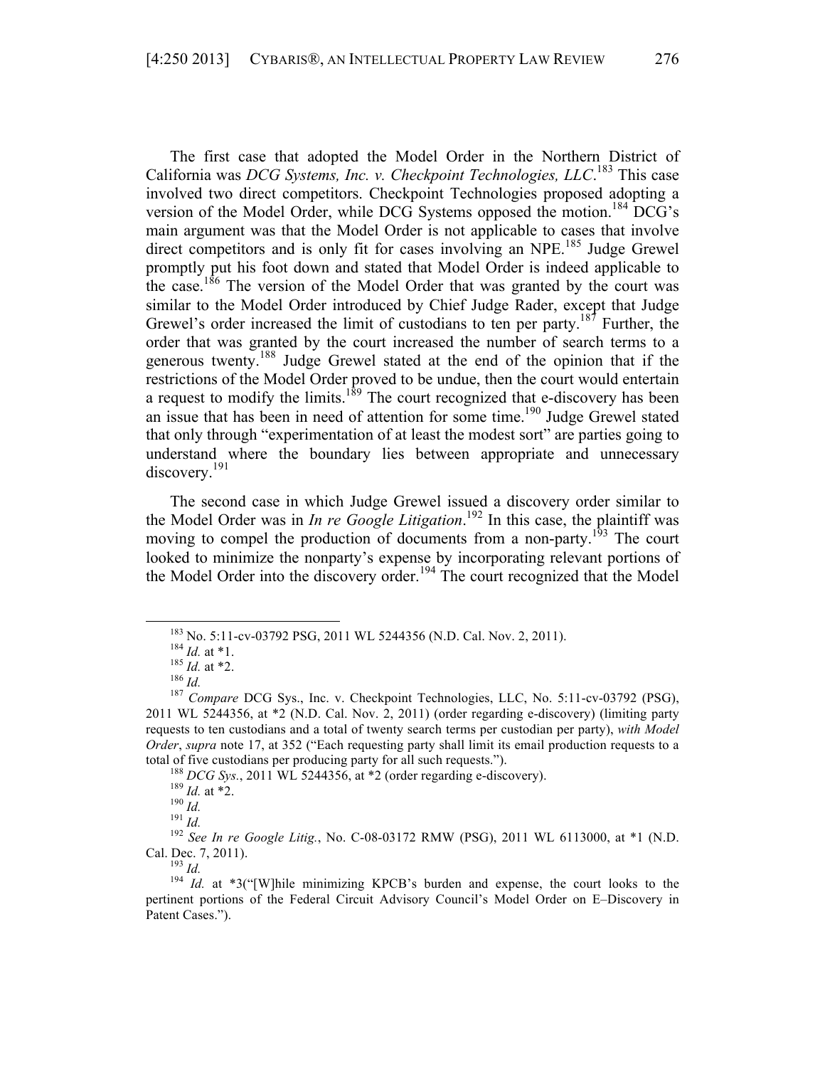The first case that adopted the Model Order in the Northern District of California was *DCG Systems, Inc. v. Checkpoint Technologies, LLC*.[183] This case involved two direct competitors. Checkpoint Technologies proposed adopting a version of the Model Order, while DCG Systems opposed the motion.[184] DCG's main argument was that the Model Order is not applicable to cases that involve direct competitors and is only fit for cases involving an NPE.[185] Judge Grewel promptly put his foot down and stated that Model Order is indeed applicable to the case.[186] The version of the Model Order that was granted by the court was similar to the Model Order introduced by Chief Judge Rader, except that Judge Grewel's order increased the limit of custodians to ten per party.[187] Further, the order that was granted by the court increased the number of search terms to a generous twenty.[188] Judge Grewel stated at the end of the opinion that if the restrictions of the Model Order proved to be undue, then the court would entertain a request to modify the limits.[189] The court recognized that e-discovery has been an issue that has been in need of attention for some time.[190] Judge Grewel stated that only through "experimentation of at least the modest sort" are parties going to understand where the boundary lies between appropriate and unnecessary discovery.[191]

The second case in which Judge Grewel issued a discovery order similar to the Model Order was in *In re Google Litigation*.[192] In this case, the plaintiff was moving to compel the production of documents from a non-party.[193] The court looked to minimize the nonparty's expense by incorporating relevant portions of the Model Order into the discovery order.[194] The court recognized that the Model

---

[183] No. 5:11-cv-03792 PSG, 2011 WL 5244356 (N.D. Cal. Nov. 2, 2011).

[184] *Id.* at *1.

[185] *Id.* at *2.

[186] *Id.*

[187] *Compare* DCG Sys., Inc. v. Checkpoint Technologies, LLC, No. 5:11-cv-03792 (PSG), 2011 WL 5244356, at *2 (N.D. Cal. Nov. 2, 2011) (order regarding e-discovery) (limiting party requests to ten custodians and a total of twenty search terms per custodian per party), *with Model Order*, *supra* note 17, at 352 ("Each requesting party shall limit its email production requests to a total of five custodians per producing party for all such requests.").

[188] *DCG Sys.*, 2011 WL 5244356, at *2 (order regarding e-discovery).

[189] *Id.* at *2.

[190] *Id.*

[191] *Id.*

[192] *See In re Google Litig.*, No. C-08-03172 RMW (PSG), 2011 WL 6113000, at *1 (N.D. Cal. Dec. 7, 2011).

[193] *Id.*

[194] *Id.* at *3("[W]hile minimizing KPCB's burden and expense, the court looks to the pertinent portions of the Federal Circuit Advisory Council's Model Order on E–Discovery in Patent Cases.").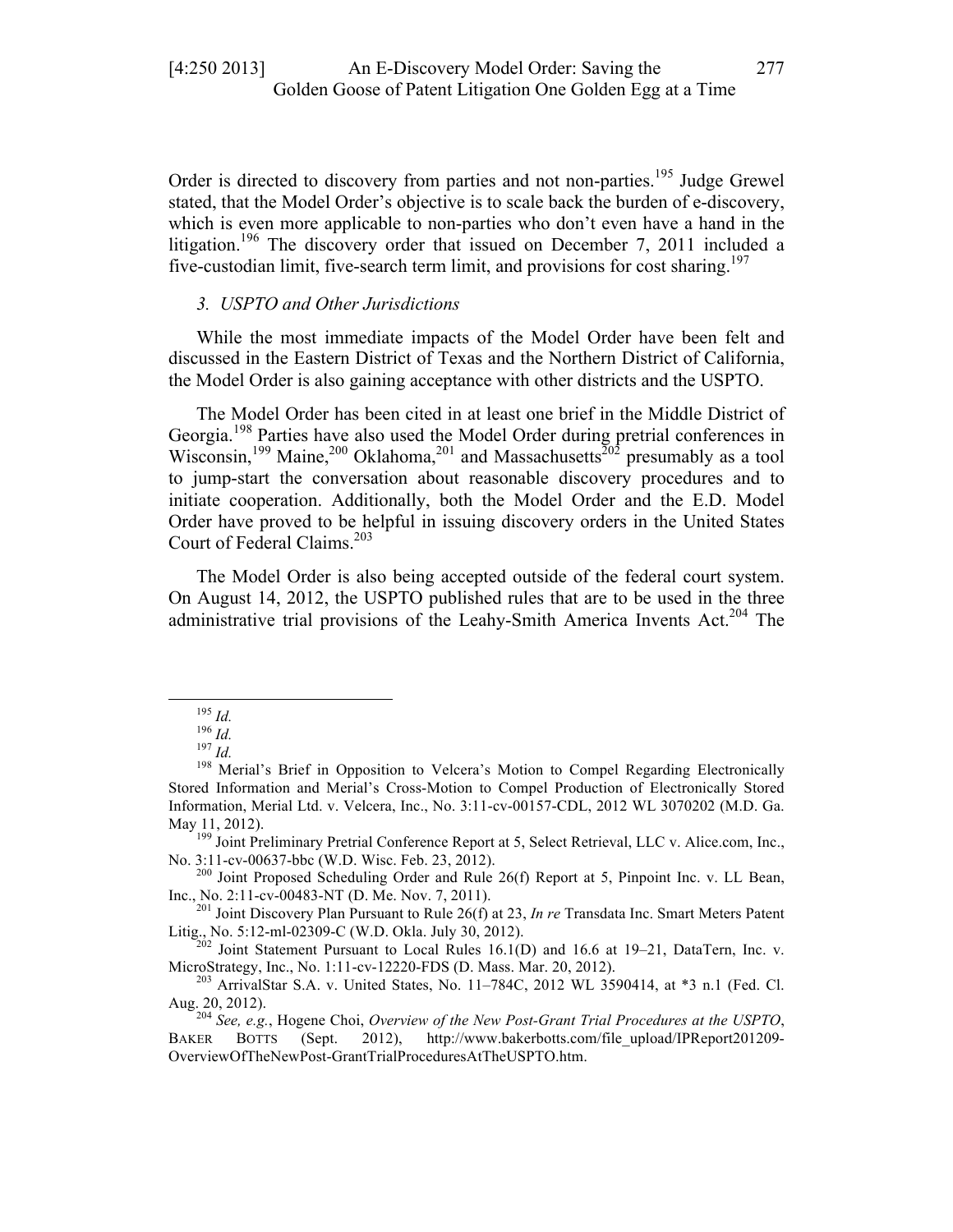Order is directed to discovery from parties and not non-parties.[195] Judge Grewel stated, that the Model Order's objective is to scale back the burden of e-discovery, which is even more applicable to non-parties who don't even have a hand in the litigation.[196] The discovery order that issued on December 7, 2011 included a five-custodian limit, five-search term limit, and provisions for cost sharing.[197]

### *3. USPTO and Other Jurisdictions*

While the most immediate impacts of the Model Order have been felt and discussed in the Eastern District of Texas and the Northern District of California, the Model Order is also gaining acceptance with other districts and the USPTO.

The Model Order has been cited in at least one brief in the Middle District of Georgia.[198] Parties have also used the Model Order during pretrial conferences in Wisconsin,[199] Maine,[200] Oklahoma,[201] and Massachusetts[202] presumably as a tool to jump-start the conversation about reasonable discovery procedures and to initiate cooperation. Additionally, both the Model Order and the E.D. Model Order have proved to be helpful in issuing discovery orders in the United States Court of Federal Claims.[203]

The Model Order is also being accepted outside of the federal court system. On August 14, 2012, the USPTO published rules that are to be used in the three administrative trial provisions of the Leahy-Smith America Invents Act.[204] The

---

[195] *Id.*

[196] *Id.*

[197] *Id.*

[198] Merial's Brief in Opposition to Velcera's Motion to Compel Regarding Electronically Stored Information and Merial's Cross-Motion to Compel Production of Electronically Stored Information, Merial Ltd. v. Velcera, Inc., No. 3:11-cv-00157-CDL, 2012 WL 3070202 (M.D. Ga. May 11, 2012).

[199] Joint Preliminary Pretrial Conference Report at 5, Select Retrieval, LLC v. Alice.com, Inc., No. 3:11-cv-00637-bbc (W.D. Wisc. Feb. 23, 2012).

[200] Joint Proposed Scheduling Order and Rule 26(f) Report at 5, Pinpoint Inc. v. LL Bean, Inc., No. 2:11-cv-00483-NT (D. Me. Nov. 7, 2011).

[201] Joint Discovery Plan Pursuant to Rule 26(f) at 23, *In re* Transdata Inc. Smart Meters Patent Litig., No. 5:12-ml-02309-C (W.D. Okla. July 30, 2012).

[202] Joint Statement Pursuant to Local Rules 16.1(D) and 16.6 at 19–21, DataTern, Inc. v. MicroStrategy, Inc., No. 1:11-cv-12220-FDS (D. Mass. Mar. 20, 2012).

[203] ArrivalStar S.A. v. United States, No. 11–784C, 2012 WL 3590414, at *3 n.1 (Fed. Cl. Aug. 20, 2012).

[204] *See, e.g.*, Hogene Choi, *Overview of the New Post-Grant Trial Procedures at the USPTO*, BAKER BOTTS (Sept. 2012), http://www.bakerbotts.com/file_upload/IPReport201209-OverviewOfTheNewPost-GrantTrialProceduresAtTheUSPTO.htm.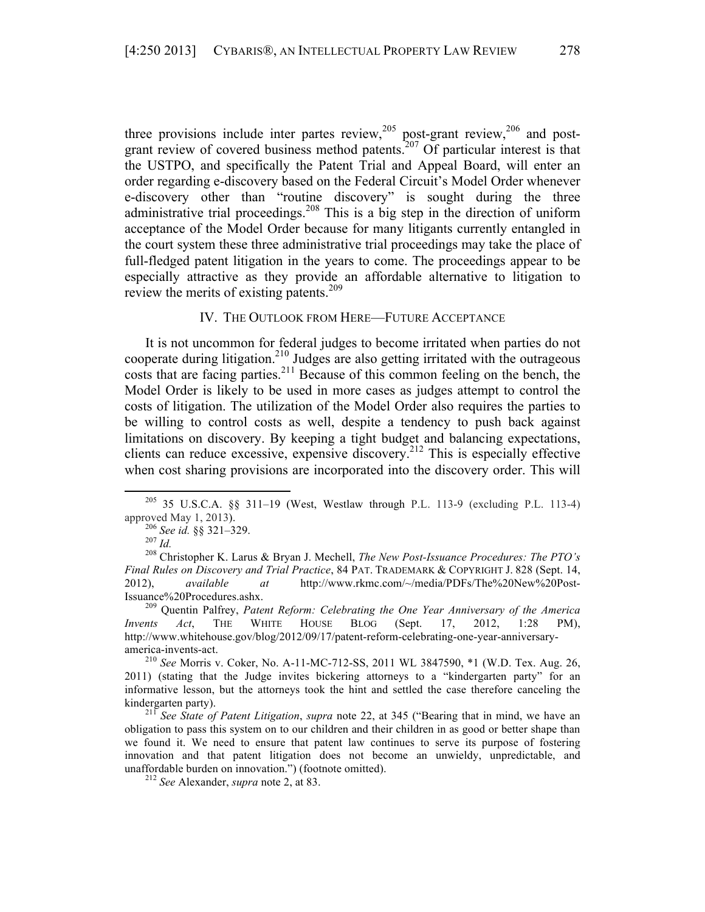three provisions include inter partes review,[205] post-grant review,[206] and post-grant review of covered business method patents.[207] Of particular interest is that the USTPO, and specifically the Patent Trial and Appeal Board, will enter an order regarding e-discovery based on the Federal Circuit's Model Order whenever e-discovery other than "routine discovery" is sought during the three administrative trial proceedings.[208] This is a big step in the direction of uniform acceptance of the Model Order because for many litigants currently entangled in the court system these three administrative trial proceedings may take the place of full-fledged patent litigation in the years to come. The proceedings appear to be especially attractive as they provide an affordable alternative to litigation to review the merits of existing patents.[209]

## IV. THE OUTLOOK FROM HERE—FUTURE ACCEPTANCE

It is not uncommon for federal judges to become irritated when parties do not cooperate during litigation.[210] Judges are also getting irritated with the outrageous costs that are facing parties.[211] Because of this common feeling on the bench, the Model Order is likely to be used in more cases as judges attempt to control the costs of litigation. The utilization of the Model Order also requires the parties to be willing to control costs as well, despite a tendency to push back against limitations on discovery. By keeping a tight budget and balancing expectations, clients can reduce excessive, expensive discovery.[212] This is especially effective when cost sharing provisions are incorporated into the discovery order. This will

---

[205] 35 U.S.C.A. §§ 311–19 (West, Westlaw through P.L. 113-9 (excluding P.L. 113-4) approved May 1, 2013).

[206] *See id.* §§ 321–329.

[207] *Id.*

[208] Christopher K. Larus & Bryan J. Mechell, *The New Post-Issuance Procedures: The PTO's Final Rules on Discovery and Trial Practice*, 84 PAT. TRADEMARK & COPYRIGHT J. 828 (Sept. 14, 2012), *available at* http://www.rkmc.com/~/media/PDFs/The%20New%20Post-Issuance%20Procedures.ashx.

[209] Quentin Palfrey, *Patent Reform: Celebrating the One Year Anniversary of the America Invents Act*, THE WHITE HOUSE BLOG (Sept. 17, 2012, 1:28 PM), http://www.whitehouse.gov/blog/2012/09/17/patent-reform-celebrating-one-year-anniversary-america-invents-act.

[210] *See* Morris v. Coker, No. A-11-MC-712-SS, 2011 WL 3847590, *1 (W.D. Tex. Aug. 26, 2011) (stating that the Judge invites bickering attorneys to a "kindergarten party" for an informative lesson, but the attorneys took the hint and settled the case therefore canceling the kindergarten party).

[211] *See State of Patent Litigation*, *supra* note 22, at 345 ("Bearing that in mind, we have an obligation to pass this system on to our children and their children in as good or better shape than we found it. We need to ensure that patent law continues to serve its purpose of fostering innovation and that patent litigation does not become an unwieldy, unpredictable, and unaffordable burden on innovation.") (footnote omitted).

[212] *See* Alexander, *supra* note 2, at 83.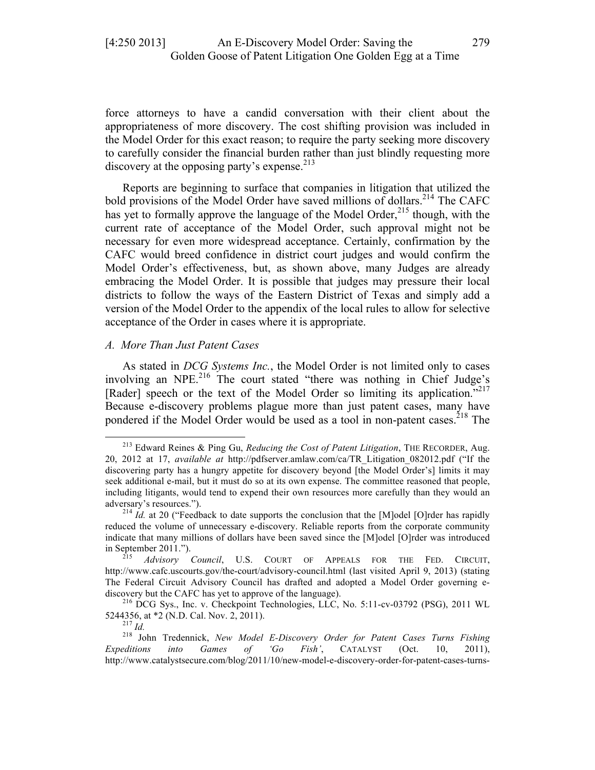force attorneys to have a candid conversation with their client about the appropriateness of more discovery. The cost shifting provision was included in the Model Order for this exact reason; to require the party seeking more discovery to carefully consider the financial burden rather than just blindly requesting more discovery at the opposing party's expense.[213]

Reports are beginning to surface that companies in litigation that utilized the bold provisions of the Model Order have saved millions of dollars.[214] The CAFC has yet to formally approve the language of the Model Order,[215] though, with the current rate of acceptance of the Model Order, such approval might not be necessary for even more widespread acceptance. Certainly, confirmation by the CAFC would breed confidence in district court judges and would confirm the Model Order's effectiveness, but, as shown above, many Judges are already embracing the Model Order. It is possible that judges may pressure their local districts to follow the ways of the Eastern District of Texas and simply add a version of the Model Order to the appendix of the local rules to allow for selective acceptance of the Order in cases where it is appropriate.

### *A. More Than Just Patent Cases*

As stated in *DCG Systems Inc.*, the Model Order is not limited only to cases involving an NPE.[216] The court stated "there was nothing in Chief Judge's [Rader] speech or the text of the Model Order so limiting its application."[217] Because e-discovery problems plague more than just patent cases, many have pondered if the Model Order would be used as a tool in non-patent cases.[218] The

---

[213] Edward Reines & Ping Gu, *Reducing the Cost of Patent Litigation*, THE RECORDER, Aug. 20, 2012 at 17, *available at* http://pdfserver.amlaw.com/ca/TR_Litigation_082012.pdf ("If the discovering party has a hungry appetite for discovery beyond [the Model Order's] limits it may seek additional e-mail, but it must do so at its own expense. The committee reasoned that people, including litigants, would tend to expend their own resources more carefully than they would an adversary's resources.").

[214] *Id.* at 20 ("Feedback to date supports the conclusion that the [M]odel [O]rder has rapidly reduced the volume of unnecessary e-discovery. Reliable reports from the corporate community indicate that many millions of dollars have been saved since the [M]odel [O]rder was introduced in September 2011.").

[215] *Advisory Council*, U.S. COURT OF APPEALS FOR THE FED. CIRCUIT, http://www.cafc.uscourts.gov/the-court/advisory-council.html (last visited April 9, 2013) (stating The Federal Circuit Advisory Council has drafted and adopted a Model Order governing e-discovery but the CAFC has yet to approve of the language).

[216] DCG Sys., Inc. v. Checkpoint Technologies, LLC, No. 5:11-cv-03792 (PSG), 2011 WL 5244356, at *2 (N.D. Cal. Nov. 2, 2011).

[217] *Id.*

[218] John Tredennick, *New Model E-Discovery Order for Patent Cases Turns Fishing Expeditions into Games of 'Go Fish'*, CATALYST (Oct. 10, 2011), http://www.catalystsecure.com/blog/2011/10/new-model-e-discovery-order-for-patent-cases-turns-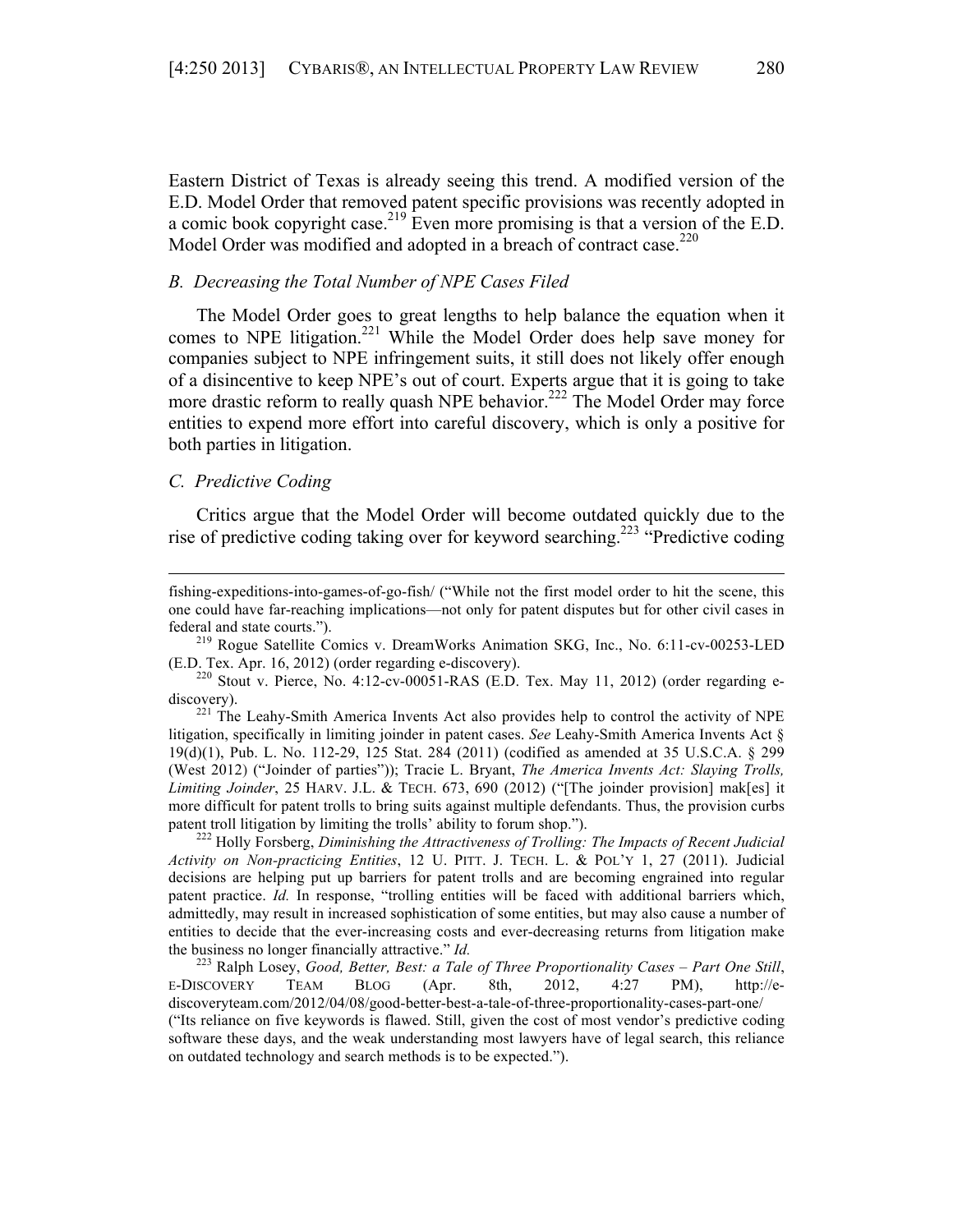Eastern District of Texas is already seeing this trend. A modified version of the E.D. Model Order that removed patent specific provisions was recently adopted in a comic book copyright case.[219] Even more promising is that a version of the E.D. Model Order was modified and adopted in a breach of contract case.[220]

### *B. Decreasing the Total Number of NPE Cases Filed*

The Model Order goes to great lengths to help balance the equation when it comes to NPE litigation.[221] While the Model Order does help save money for companies subject to NPE infringement suits, it still does not likely offer enough of a disincentive to keep NPE's out of court. Experts argue that it is going to take more drastic reform to really quash NPE behavior.[222] The Model Order may force entities to expend more effort into careful discovery, which is only a positive for both parties in litigation.

### *C. Predictive Coding*

Critics argue that the Model Order will become outdated quickly due to the rise of predictive coding taking over for keyword searching.[223] "Predictive coding

---

fishing-expeditions-into-games-of-go-fish/ ("While not the first model order to hit the scene, this one could have far-reaching implications—not only for patent disputes but for other civil cases in federal and state courts.").

[219] Rogue Satellite Comics v. DreamWorks Animation SKG, Inc., No. 6:11-cv-00253-LED (E.D. Tex. Apr. 16, 2012) (order regarding e-discovery).

[220] Stout v. Pierce, No. 4:12-cv-00051-RAS (E.D. Tex. May 11, 2012) (order regarding e-discovery).

[221] The Leahy-Smith America Invents Act also provides help to control the activity of NPE litigation, specifically in limiting joinder in patent cases. *See* Leahy-Smith America Invents Act § 19(d)(1), Pub. L. No. 112-29, 125 Stat. 284 (2011) (codified as amended at 35 U.S.C.A. § 299 (West 2012) ("Joinder of parties")); Tracie L. Bryant, *The America Invents Act: Slaying Trolls, Limiting Joinder*, 25 HARV. J.L. & TECH. 673, 690 (2012) ("[The joinder provision] mak[es] it more difficult for patent trolls to bring suits against multiple defendants. Thus, the provision curbs patent troll litigation by limiting the trolls' ability to forum shop.").

[222] Holly Forsberg, *Diminishing the Attractiveness of Trolling: The Impacts of Recent Judicial Activity on Non-practicing Entities*, 12 U. PITT. J. TECH. L. & POL'Y 1, 27 (2011). Judicial decisions are helping put up barriers for patent trolls and are becoming engrained into regular patent practice. *Id.* In response, "trolling entities will be faced with additional barriers which, admittedly, may result in increased sophistication of some entities, but may also cause a number of entities to decide that the ever-increasing costs and ever-decreasing returns from litigation make the business no longer financially attractive." *Id.*

[223] Ralph Losey, *Good, Better, Best: a Tale of Three Proportionality Cases – Part One Still*, E-DISCOVERY TEAM BLOG (Apr. 8th, 2012, 4:27 PM), http://e-discoveryteam.com/2012/04/08/good-better-best-a-tale-of-three-proportionality-cases-part-one/ ("Its reliance on five keywords is flawed. Still, given the cost of most vendor's predictive coding software these days, and the weak understanding most lawyers have of legal search, this reliance on outdated technology and search methods is to be expected.").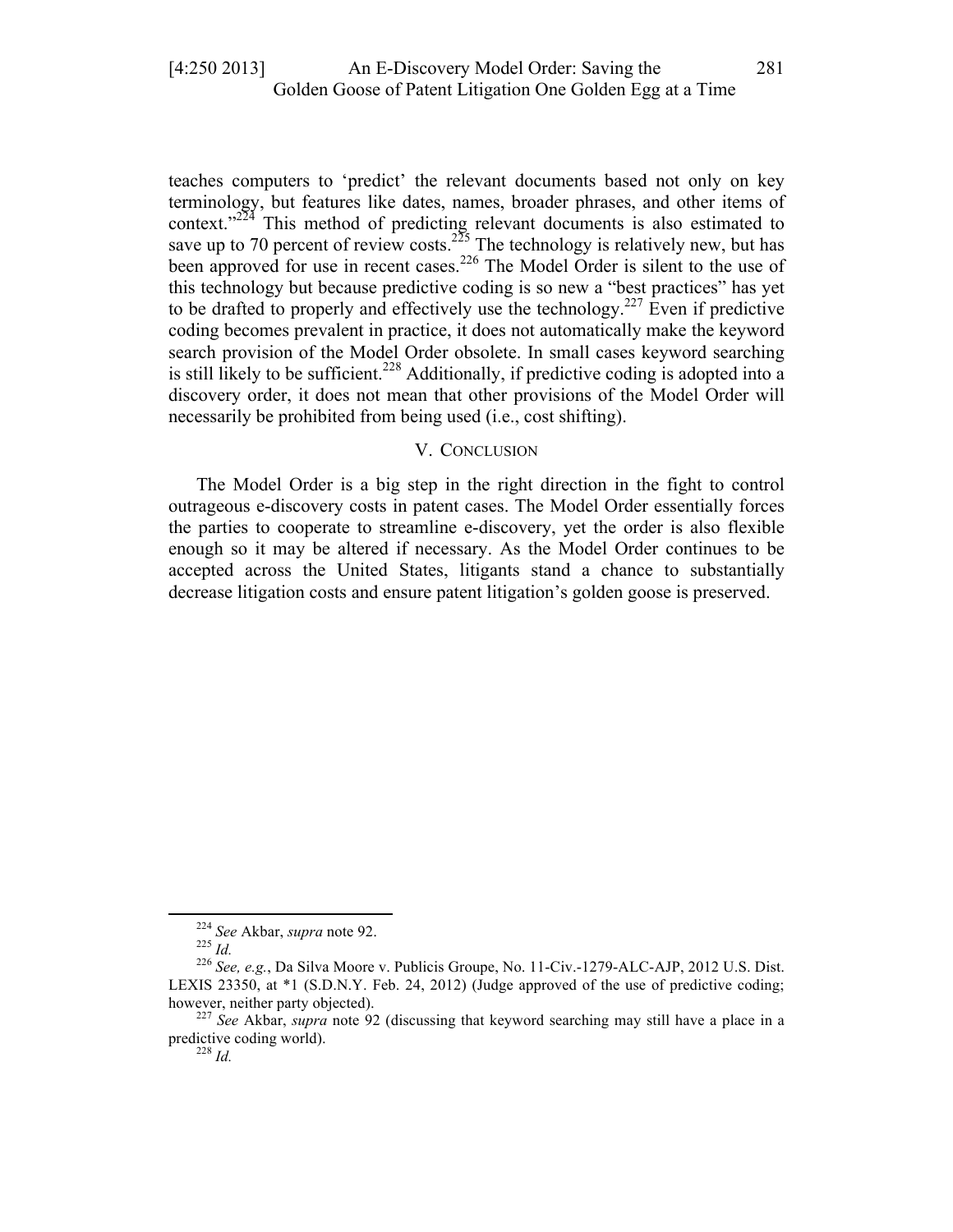teaches computers to 'predict' the relevant documents based not only on key terminology, but features like dates, names, broader phrases, and other items of context."[224] This method of predicting relevant documents is also estimated to save up to 70 percent of review costs.[225] The technology is relatively new, but has been approved for use in recent cases.[226] The Model Order is silent to the use of this technology but because predictive coding is so new a "best practices" has yet to be drafted to properly and effectively use the technology.[227] Even if predictive coding becomes prevalent in practice, it does not automatically make the keyword search provision of the Model Order obsolete. In small cases keyword searching is still likely to be sufficient.[228] Additionally, if predictive coding is adopted into a discovery order, it does not mean that other provisions of the Model Order will necessarily be prohibited from being used (i.e., cost shifting).

## V. CONCLUSION

The Model Order is a big step in the right direction in the fight to control outrageous e-discovery costs in patent cases. The Model Order essentially forces the parties to cooperate to streamline e-discovery, yet the order is also flexible enough so it may be altered if necessary. As the Model Order continues to be accepted across the United States, litigants stand a chance to substantially decrease litigation costs and ensure patent litigation's golden goose is preserved.

---

[224] *See* Akbar, *supra* note 92.

[225] *Id.*

[226] *See, e.g.*, Da Silva Moore v. Publicis Groupe, No. 11-Civ.-1279-ALC-AJP, 2012 U.S. Dist. LEXIS 23350, at *1 (S.D.N.Y. Feb. 24, 2012) (Judge approved of the use of predictive coding; however, neither party objected).

[227] *See* Akbar, *supra* note 92 (discussing that keyword searching may still have a place in a predictive coding world).

[228] *Id.*